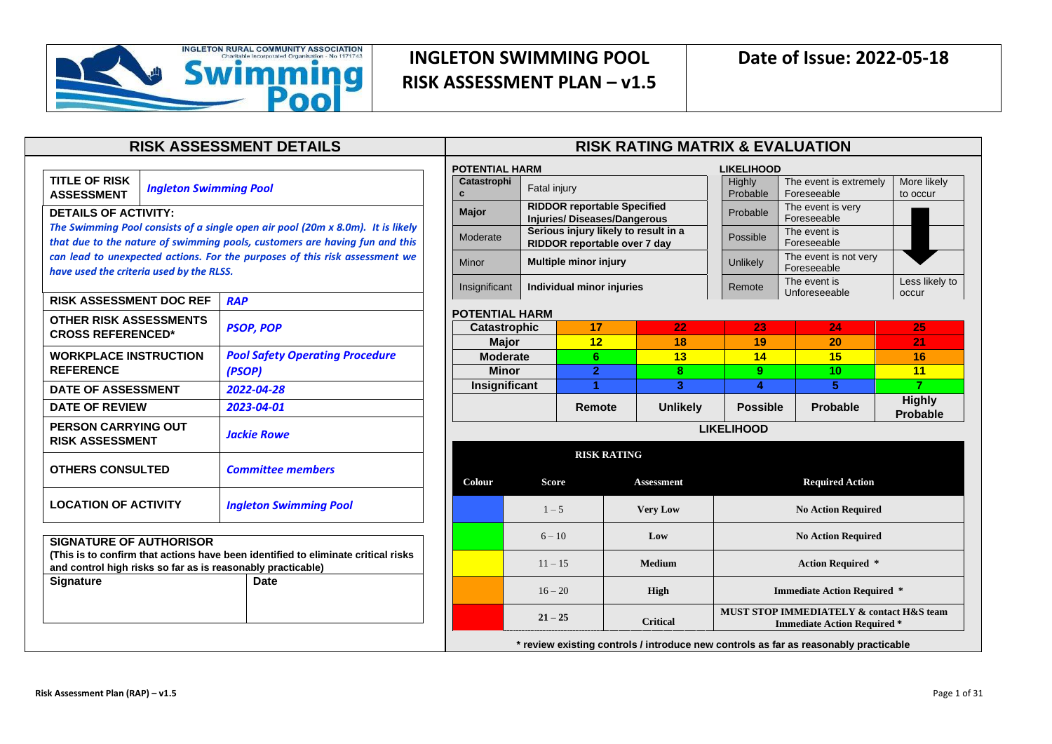# INGLETON SWIMMING POOL RISK ASSESSMENT PLAN – v1.5

**Date of Issue: 2022-05-18**

## RISK ASSESSMENT DETAILS

| **TITLE OF RISK ASSESSMENT** | ***Ingleton Swimming Pool*** |
|---|---|
| **DETAILS OF ACTIVITY:** *The Swimming Pool consists of a single open air pool (20m x 8.0m). It is likely that due to the nature of swimming pools, customers are having fun and this can lead to unexpected actions. For the purposes of this risk assessment we have used the criteria used by the RLSS.* | |
| **RISK ASSESSMENT DOC REF** | ***RAP*** |
| **OTHER RISK ASSESSMENTS CROSS REFERENCED*** | ***PSOP, POP*** |
| **WORKPLACE INSTRUCTION REFERENCE** | ***Pool Safety Operating Procedure (PSOP)*** |
| **DATE OF ASSESSMENT** | ***2022-04-28*** |
| **DATE OF REVIEW** | ***2023-04-01*** |
| **PERSON CARRYING OUT RISK ASSESSMENT** | ***Jackie Rowe*** |
| **OTHERS CONSULTED** | ***Committee members*** |
| **LOCATION OF ACTIVITY** | ***Ingleton Swimming Pool*** |

**SIGNATURE OF AUTHORISOR**

**(This is to confirm that actions have been identified to eliminate critical risks and control high risks so far as is reasonably practicable)**

| **Signature** | **Date** |
|---|---|
| | |

## RISK RATING MATRIX & EVALUATION

**POTENTIAL HARM**

| | |
|---|---|
| **Catastrophic** | Fatal injury |
| **Major** | **RIDDOR reportable Specified Injuries/ Diseases/Dangerous** |
| Moderate | **Serious injury likely to result in a RIDDOR reportable over 7 day** |
| Minor | **Multiple minor injury** |
| Insignificant | **Individual minor injuries** |

**LIKELIHOOD**

| | | |
|---|---|---|
| Highly Probable | The event is extremely Foreseeable | More likely to occur |
| Probable | The event is very Foreseeable | |
| Possible | The event is Foreseeable | |
| Unlikely | The event is not very Foreseeable | |
| Remote | The event is Unforeseeable | Less likely to occur |

**POTENTIAL HARM**

| | | | | | |
|---|---|---|---|---|---|
| **Catastrophic** | 17 | 22 | 23 | 24 | 25 |
| **Major** | 12 | 18 | 19 | 20 | 21 |
| **Moderate** | 6 | 13 | 14 | 15 | 16 |
| **Minor** | 2 | 8 | 9 | 10 | 11 |
| **Insignificant** | 1 | 3 | 4 | 5 | 7 |
| | **Remote** | **Unlikely** | **Possible** | **Probable** | **Highly Probable** |

**LIKELIHOOD**

**RISK RATING**

| Colour | Score | Assessment | Required Action |
|---|---|---|---|
| Blue | 1 – 5 | **Very Low** | **No Action Required** |
| Green | 6 – 10 | **Low** | **No Action Required** |
| Yellow | 11 – 15 | **Medium** | **Action Required *** |
| Orange | 16 – 20 | **High** | **Immediate Action Required *** |
| Red | **21 – 25** | **Critical** | **MUST STOP IMMEDIATELY & contact H&S team Immediate Action Required *** |

**\* review existing controls / introduce new controls as far as reasonably practicable**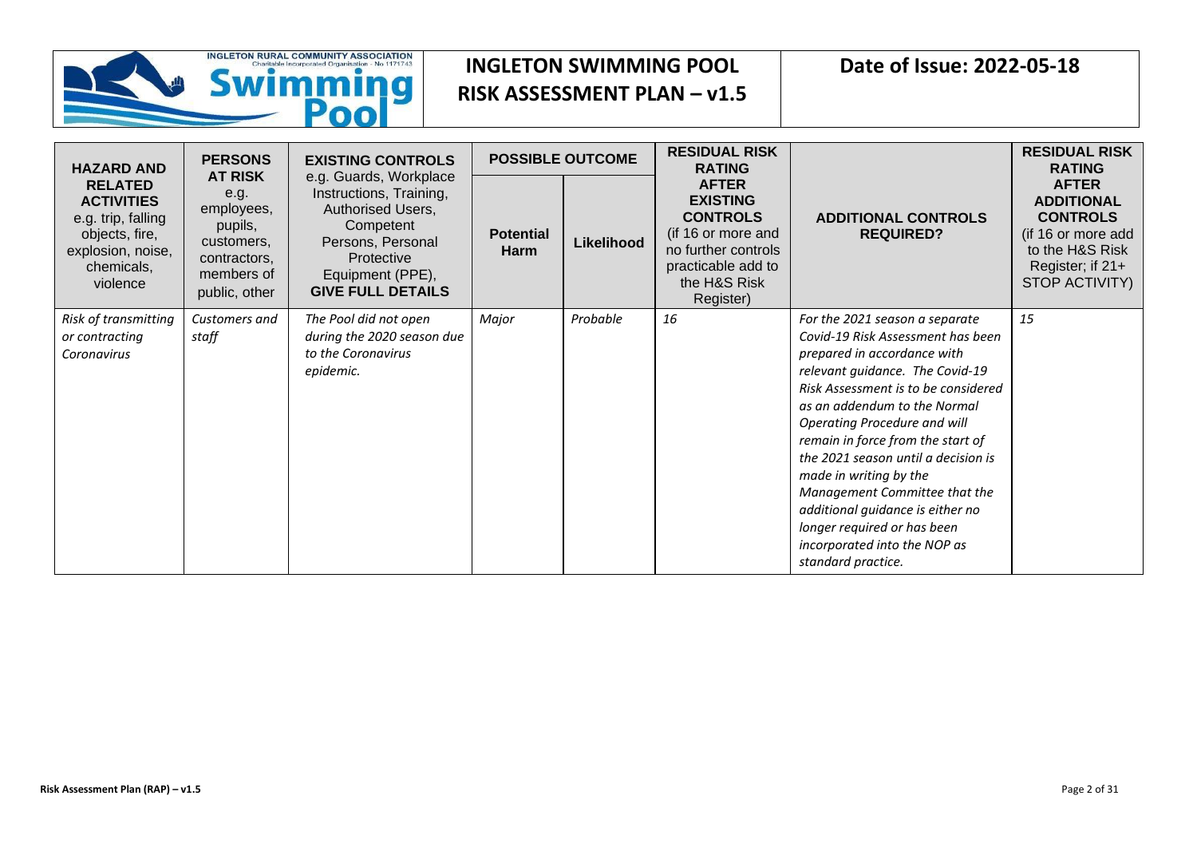# INGLETON SWIMMING POOL
## RISK ASSESSMENT PLAN – v1.5

**Date of Issue: 2022-05-18**

| HAZARD AND RELATED ACTIVITIES e.g. trip, falling objects, fire, explosion, noise, chemicals, violence | PERSONS AT RISK e.g. employees, pupils, customers, contractors, members of public, other | EXISTING CONTROLS e.g. Guards, Workplace Instructions, Training, Authorised Users, Competent Persons, Personal Protective Equipment (PPE), GIVE FULL DETAILS | POSSIBLE OUTCOME | | RESIDUAL RISK RATING AFTER EXISTING CONTROLS (if 16 or more and no further controls practicable add to the H&S Risk Register) | ADDITIONAL CONTROLS REQUIRED? | RESIDUAL RISK RATING AFTER ADDITIONAL CONTROLS (if 16 or more add to the H&S Risk Register; if 21+ STOP ACTIVITY) |
|---|---|---|---|---|---|---|---|
| | | | Potential Harm | Likelihood | | | |
| *Risk of transmitting or contracting Coronavirus* | *Customers and staff* | *The Pool did not open during the 2020 season due to the Coronavirus epidemic.* | *Major* | *Probable* | *16* | *For the 2021 season a separate Covid-19 Risk Assessment has been prepared in accordance with relevant guidance. The Covid-19 Risk Assessment is to be considered as an addendum to the Normal Operating Procedure and will remain in force from the start of the 2021 season until a decision is made in writing by the Management Committee that the additional guidance is either no longer required or has been incorporated into the NOP as standard practice.* | *15* |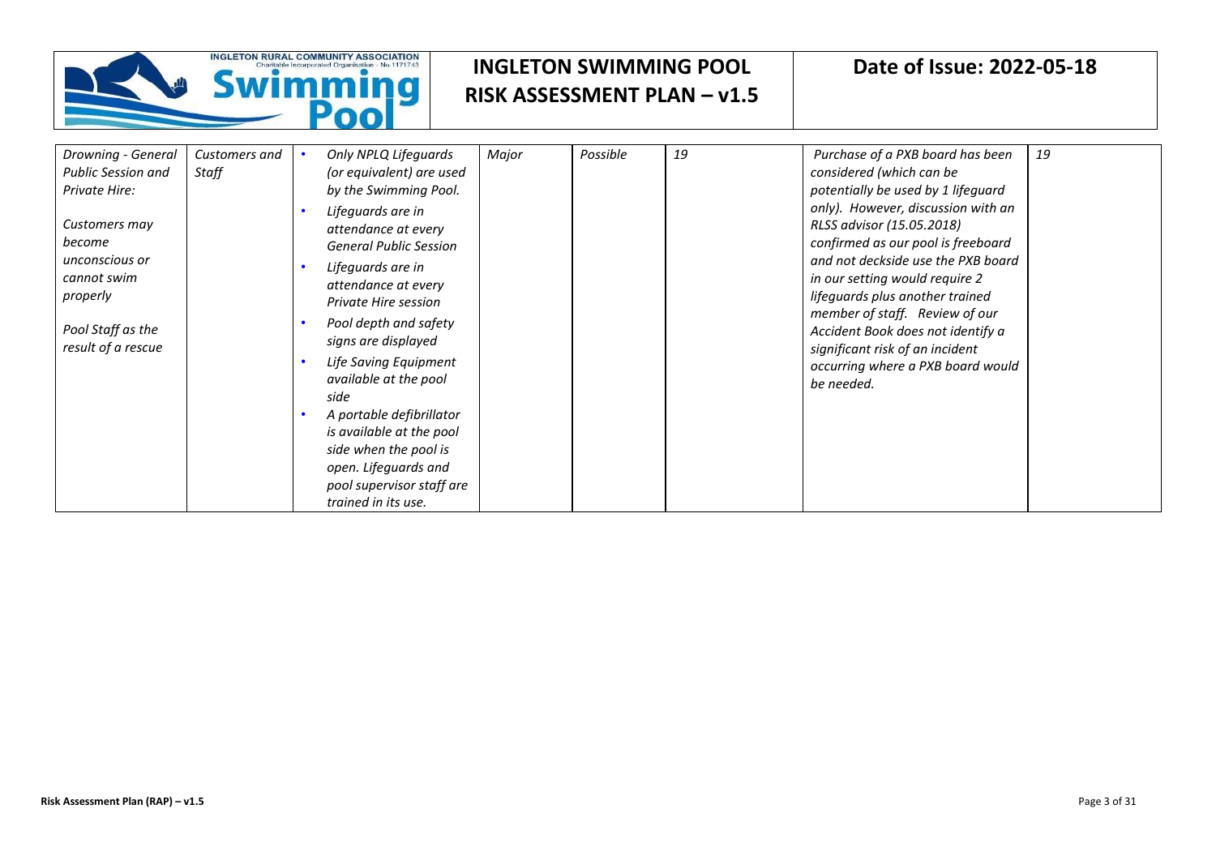| | | | | | | | |
|---|---|---|---|---|---|---|---|
| *Drowning - General Public Session and Private Hire:*<br><br>*Customers may become unconscious or cannot swim properly*<br><br>*Pool Staff as the result of a rescue* | *Customers and Staff* | • *Only NPLQ Lifeguards (or equivalent) are used by the Swimming Pool.*<br>• *Lifeguards are in attendance at every General Public Session*<br>• *Lifeguards are in attendance at every Private Hire session*<br>• *Pool depth and safety signs are displayed*<br>• *Life Saving Equipment available at the pool side*<br>• *A portable defibrillator is available at the pool side when the pool is open. Lifeguards and pool supervisor staff are trained in its use.* | *Major* | *Possible* | *19* | *Purchase of a PXB board has been considered (which can be potentially be used by 1 lifeguard only). However, discussion with an RLSS advisor (15.05.2018) confirmed as our pool is freeboard and not deckside use the PXB board in our setting would require 2 lifeguards plus another trained member of staff. Review of our Accident Book does not identify a significant risk of an incident occurring where a PXB board would be needed.* | *19* |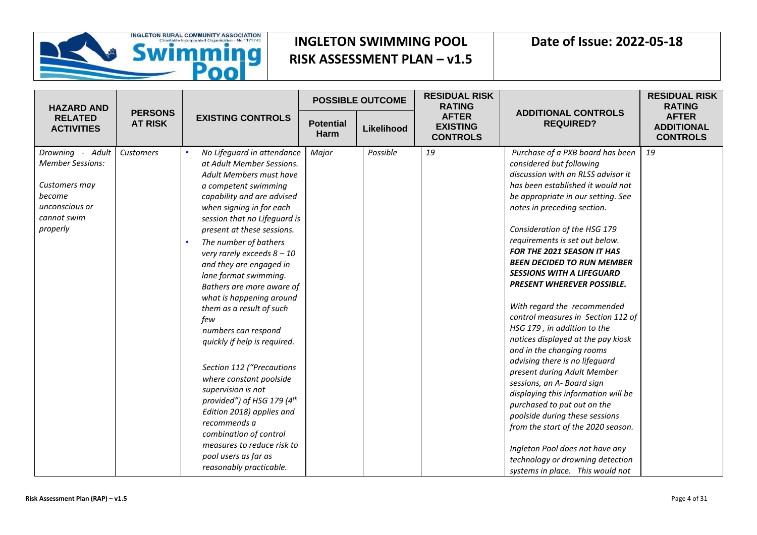| HAZARD AND RELATED ACTIVITIES | PERSONS AT RISK | EXISTING CONTROLS | POSSIBLE OUTCOME | | RESIDUAL RISK RATING AFTER EXISTING CONTROLS | ADDITIONAL CONTROLS REQUIRED? | RESIDUAL RISK RATING AFTER ADDITIONAL CONTROLS |
|---|---|---|---|---|---|---|---|
| | | | Potential Harm | Likelihood | | | |
| *Drowning - Adult Member Sessions:*<br><br>*Customers may become unconscious or cannot swim properly* | *Customers* | • *No Lifeguard in attendance at Adult Member Sessions. Adult Members must have a competent swimming capability and are advised when signing in for each session that no Lifeguard is present at these sessions.*<br>• *The number of bathers very rarely exceeds 8 – 10 and they are engaged in lane format swimming. Bathers are more aware of what is happening around them as a result of such few numbers can respond quickly if help is required.*<br><br>*Section 112 ("Precautions where constant poolside supervision is not provided") of HSG 179 (4th Edition 2018) applies and recommends a combination of control measures to reduce risk to pool users as far as reasonably practicable.* | *Major* | *Possible* | *19* | *Purchase of a PXB board has been considered but following discussion with an RLSS advisor it has been established it would not be appropriate in our setting. See notes in preceding section.*<br><br>*Consideration of the HSG 179 requirements is set out below.* ***FOR THE 2021 SEASON IT HAS BEEN DECIDED TO RUN MEMBER SESSIONS WITH A LIFEGUARD PRESENT WHEREVER POSSIBLE.***<br><br>*With regard the recommended control measures in Section 112 of HSG 179 , in addition to the notices displayed at the pay kiosk and in the changing rooms advising there is no lifeguard present during Adult Member sessions, an A- Board sign displaying this information will be purchased to put out on the poolside during these sessions from the start of the 2020 season.*<br><br>*Ingleton Pool does not have any technology or drowning detection systems in place. This would not* | *19* |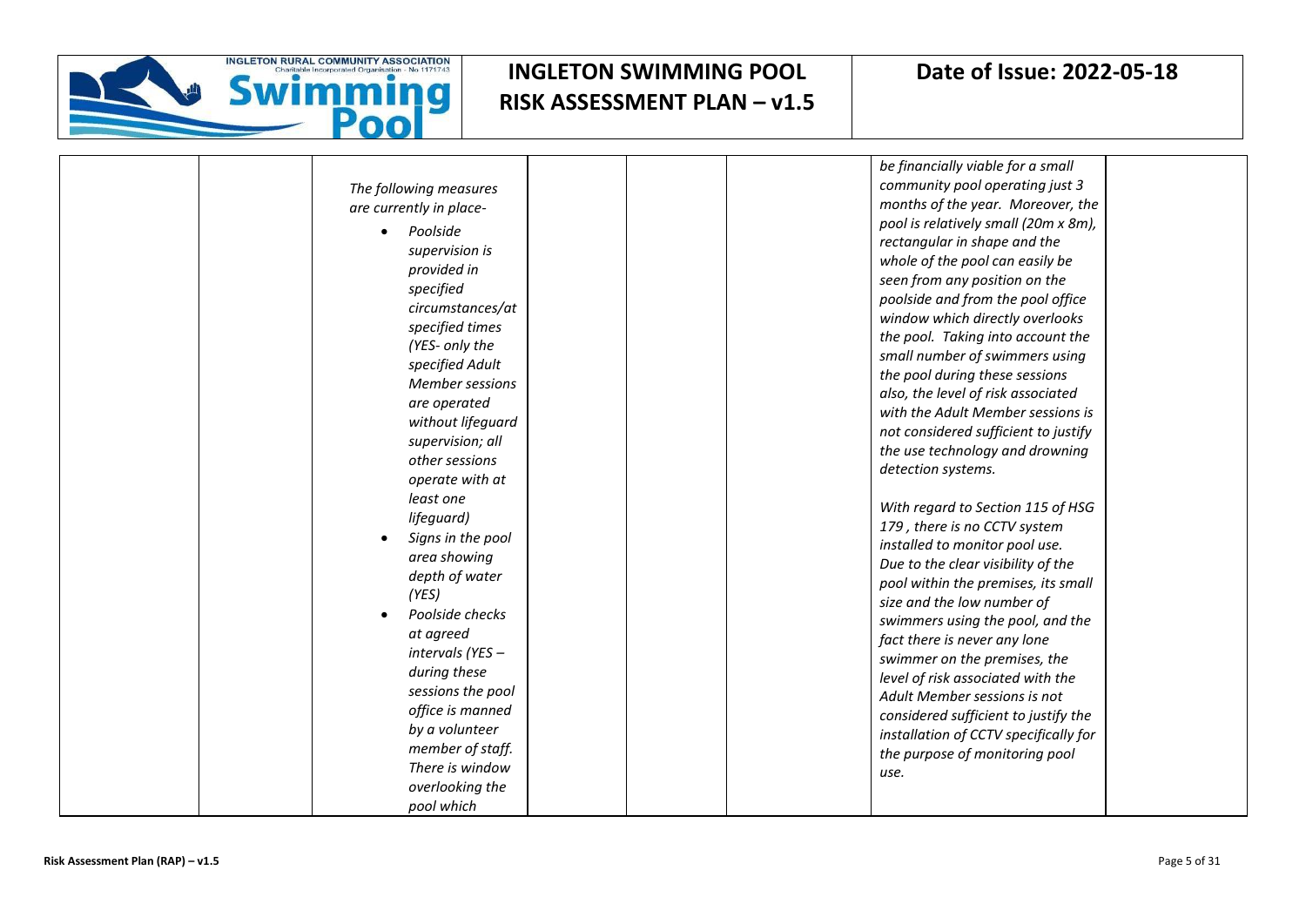| | | | | | | | |
|---|---|---|---|---|---|---|---|
| | | *The following measures are currently in place-*<br>• *Poolside supervision is provided in specified circumstances/at specified times (YES- only the specified Adult Member sessions are operated without lifeguard supervision; all other sessions operate with at least one lifeguard)*<br>• *Signs in the pool area showing depth of water (YES)*<br>• *Poolside checks at agreed intervals (YES – during these sessions the pool office is manned by a volunteer member of staff. There is window overlooking the pool which* | | | | *be financially viable for a small community pool operating just 3 months of the year. Moreover, the pool is relatively small (20m x 8m), rectangular in shape and the whole of the pool can easily be seen from any position on the poolside and from the pool office window which directly overlooks the pool. Taking into account the small number of swimmers using the pool during these sessions also, the level of risk associated with the Adult Member sessions is not considered sufficient to justify the use technology and drowning detection systems.*<br><br>*With regard to Section 115 of HSG 179 , there is no CCTV system installed to monitor pool use. Due to the clear visibility of the pool within the premises, its small size and the low number of swimmers using the pool, and the fact there is never any lone swimmer on the premises, the level of risk associated with the Adult Member sessions is not considered sufficient to justify the installation of CCTV specifically for the purpose of monitoring pool use.* | |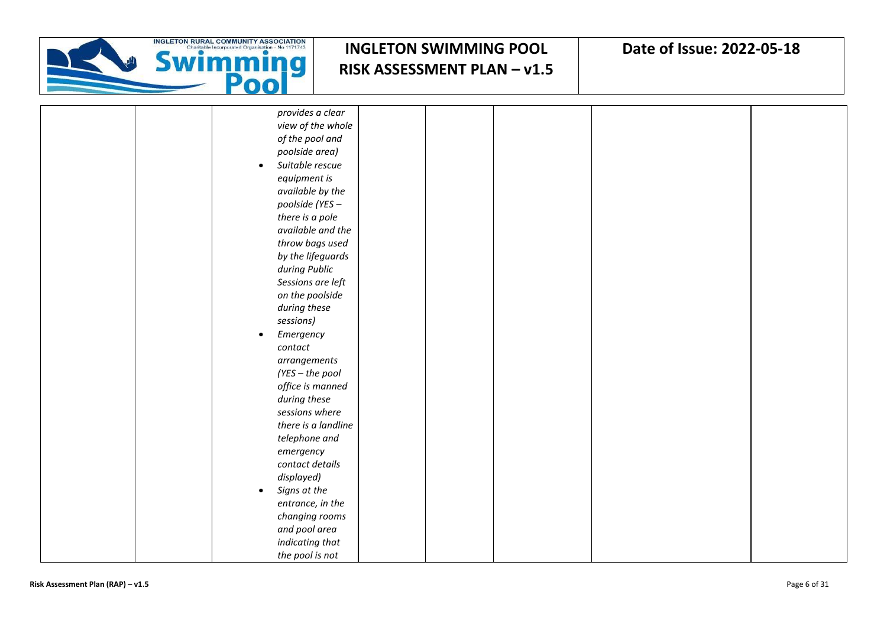|  |  |  |  |  |  |  |  |
|---|---|---|---|---|---|---|---|
|  |  | *provides a clear view of the whole of the pool and poolside area)*<br>• *Suitable rescue equipment is available by the poolside (YES – there is a pole available and the throw bags used by the lifeguards during Public Sessions are left on the poolside during these sessions)*<br>• *Emergency contact arrangements (YES – the pool office is manned during these sessions where there is a landline telephone and emergency contact details displayed)*<br>• *Signs at the entrance, in the changing rooms and pool area indicating that the pool is not* |  |  |  |  |  |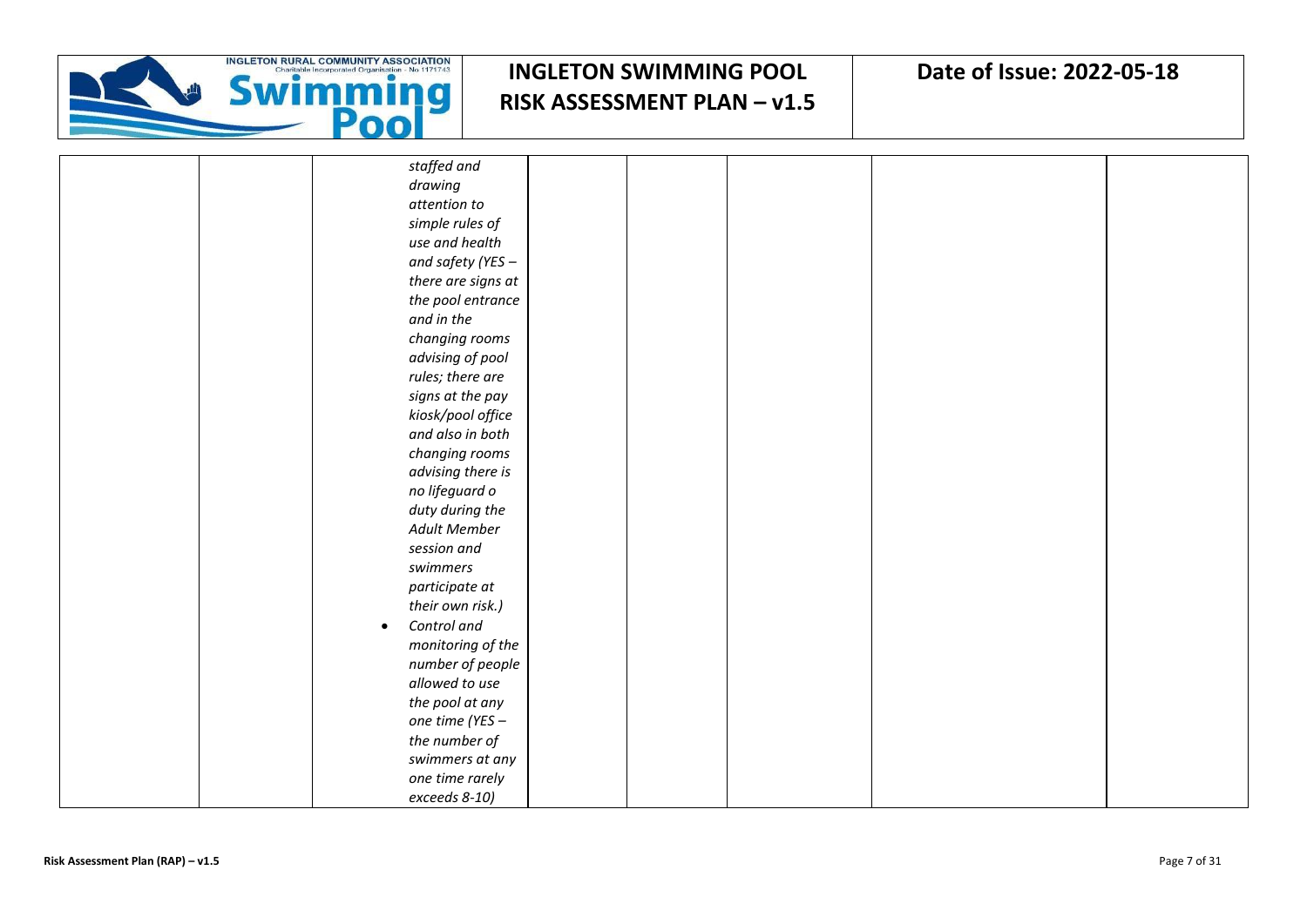|  |  |  |  |  |  |  |  |
|---|---|---|---|---|---|---|---|
|  |  | *staffed and drawing attention to simple rules of use and health and safety (YES – there are signs at the pool entrance and in the changing rooms advising of pool rules; there are signs at the pay kiosk/pool office and also in both changing rooms advising there is no lifeguard o duty during the Adult Member session and swimmers participate at their own risk.)*<br>• *Control and monitoring of the number of people allowed to use the pool at any one time (YES – the number of swimmers at any one time rarely exceeds 8-10)* |  |  |  |  |  |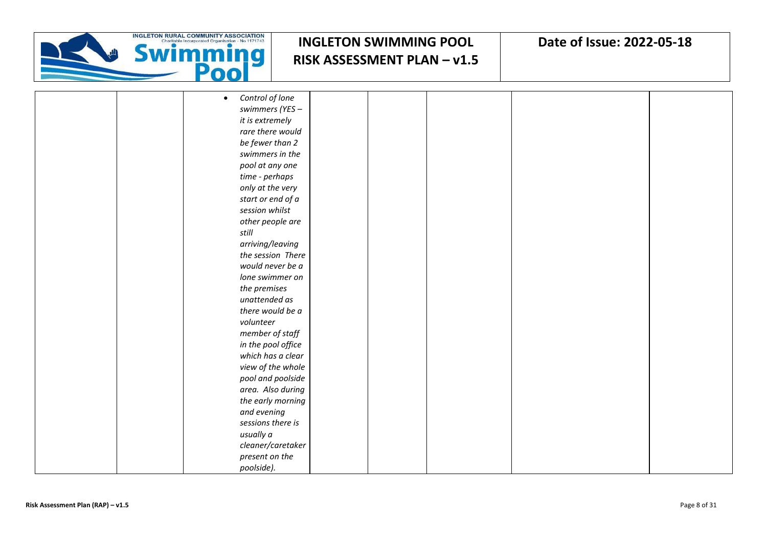|  |  |  |  |  |  |  |  |
|---|---|---|---|---|---|---|---|
|  |  | • *Control of lone swimmers (YES – it is extremely rare there would be fewer than 2 swimmers in the pool at any one time - perhaps only at the very start or end of a session whilst other people are still arriving/leaving the session There would never be a lone swimmer on the premises unattended as there would be a volunteer member of staff in the pool office which has a clear view of the whole pool and poolside area. Also during the early morning and evening sessions there is usually a cleaner/caretaker present on the poolside).* |  |  |  |  |  |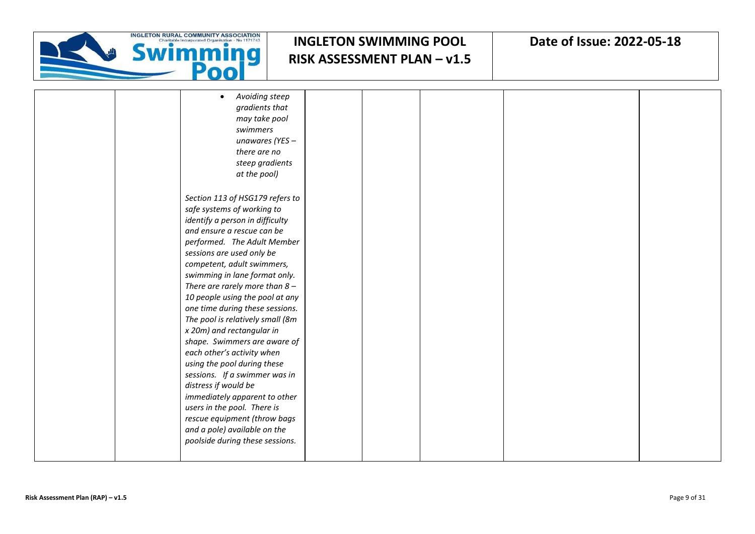|  |  | <ul><li>*Avoiding steep gradients that may take pool swimmers unawares (YES – there are no steep gradients at the pool)*</li></ul><br>*Section 113 of HSG179 refers to safe systems of working to identify a person in difficulty and ensure a rescue can be performed. The Adult Member sessions are used only be competent, adult swimmers, swimming in lane format only. There are rarely more than 8 – 10 people using the pool at any one time during these sessions. The pool is relatively small (8m x 20m) and rectangular in shape. Swimmers are aware of each other's activity when using the pool during these sessions. If a swimmer was in distress if would be immediately apparent to other users in the pool. There is rescue equipment (throw bags and a pole) available on the poolside during these sessions.* |  |  |  |  |  |
|---|---|---|---|---|---|---|---|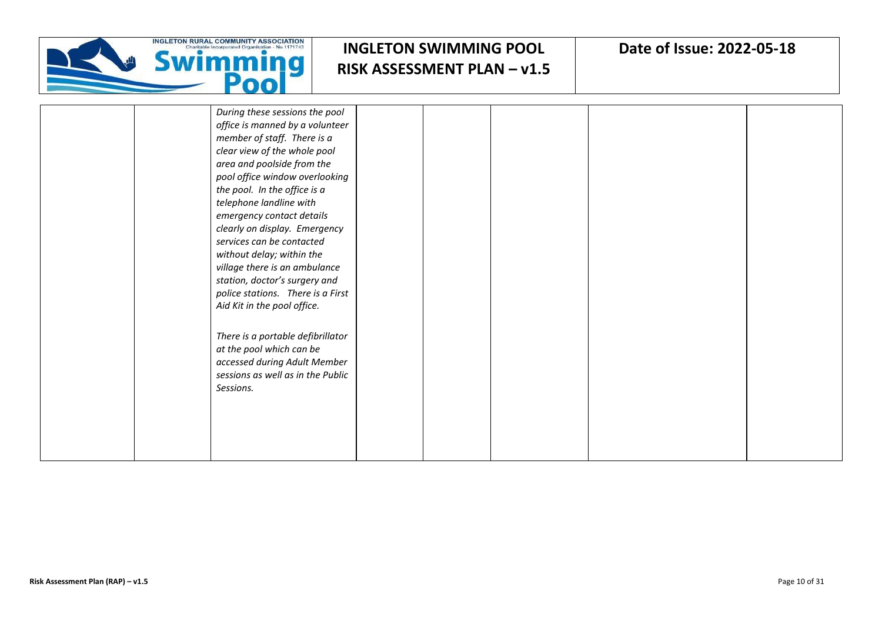|  |  |  |  |  |  |  |  |
|---|---|---|---|---|---|---|---|
|  |  | *During these sessions the pool office is manned by a volunteer member of staff. There is a clear view of the whole pool area and poolside from the pool office window overlooking the pool. In the office is a telephone landline with emergency contact details clearly on display. Emergency services can be contacted without delay; within the village there is an ambulance station, doctor's surgery and police stations. There is a First Aid Kit in the pool office.*<br><br>*There is a portable defibrillator at the pool which can be accessed during Adult Member sessions as well as in the Public Sessions.* |  |  |  |  |  |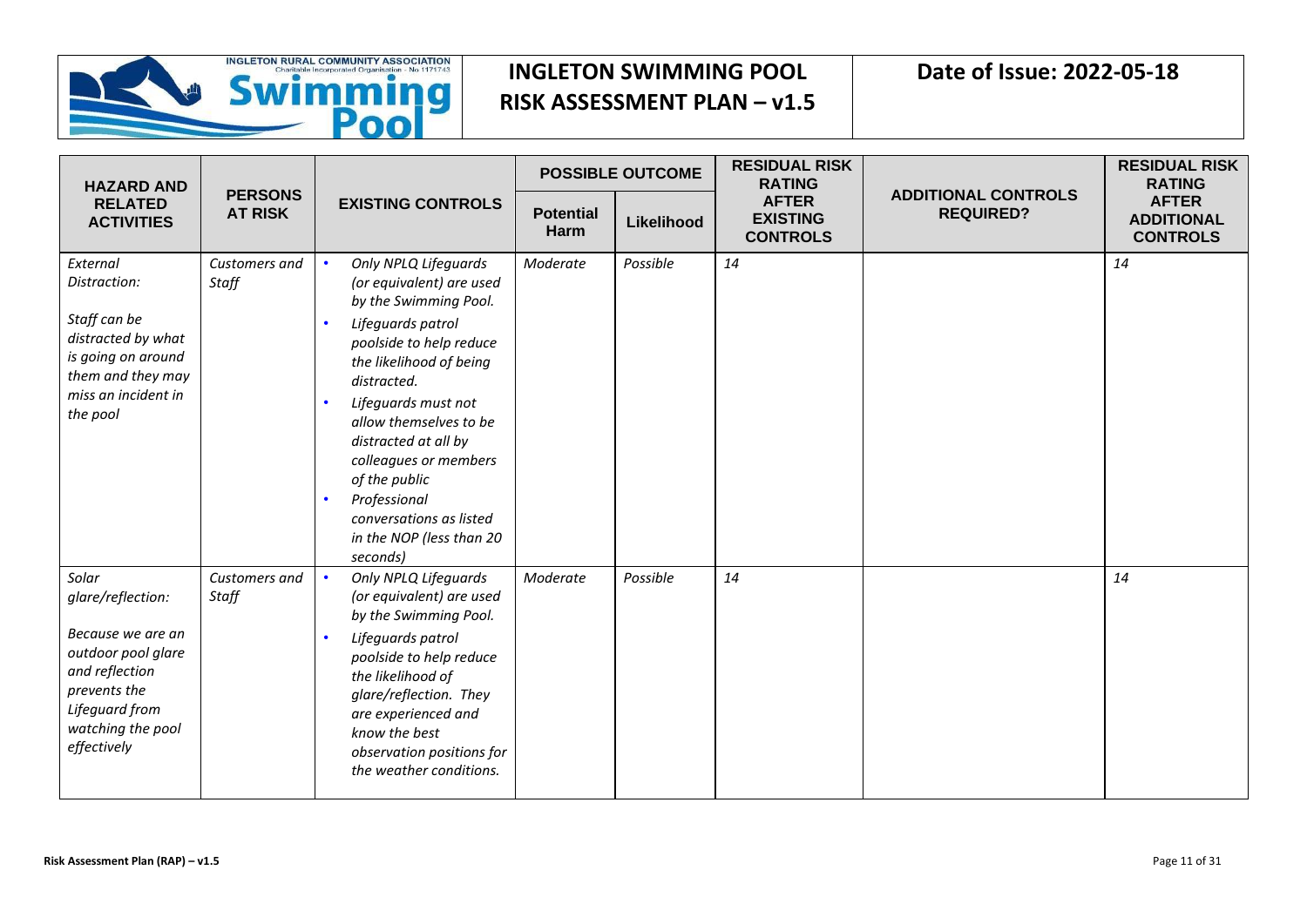| HAZARD AND RELATED ACTIVITIES | PERSONS AT RISK | EXISTING CONTROLS | POSSIBLE OUTCOME | | RESIDUAL RISK RATING AFTER EXISTING CONTROLS | ADDITIONAL CONTROLS REQUIRED? | RESIDUAL RISK RATING AFTER ADDITIONAL CONTROLS |
|---|---|---|---|---|---|---|---|
| | | | Potential Harm | Likelihood | | | |
| *External Distraction:*<br><br>*Staff can be distracted by what is going on around them and they may miss an incident in the pool* | *Customers and Staff* | • *Only NPLQ Lifeguards (or equivalent) are used by the Swimming Pool.*<br>• *Lifeguards patrol poolside to help reduce the likelihood of being distracted.*<br>• *Lifeguards must not allow themselves to be distracted at all by colleagues or members of the public*<br>• *Professional conversations as listed in the NOP (less than 20 seconds)* | *Moderate* | *Possible* | *14* | | *14* |
| *Solar glare/reflection:*<br><br>*Because we are an outdoor pool glare and reflection prevents the Lifeguard from watching the pool effectively* | *Customers and Staff* | • *Only NPLQ Lifeguards (or equivalent) are used by the Swimming Pool.*<br>• *Lifeguards patrol poolside to help reduce the likelihood of glare/reflection. They are experienced and know the best observation positions for the weather conditions.* | *Moderate* | *Possible* | *14* | | *14* |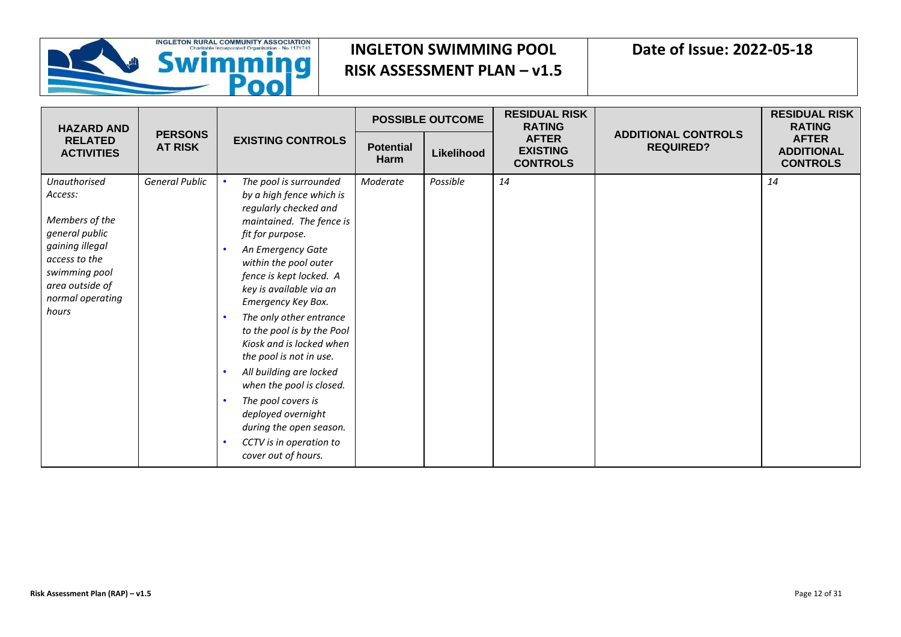| HAZARD AND RELATED ACTIVITIES | PERSONS AT RISK | EXISTING CONTROLS | POSSIBLE OUTCOME | | RESIDUAL RISK RATING AFTER EXISTING CONTROLS | ADDITIONAL CONTROLS REQUIRED? | RESIDUAL RISK RATING AFTER ADDITIONAL CONTROLS |
|---|---|---|---|---|---|---|---|
| | | | Potential Harm | Likelihood | | | |
| *Unauthorised Access:*<br><br>*Members of the general public gaining illegal access to the swimming pool area outside of normal operating hours* | *General Public* | • *The pool is surrounded by a high fence which is regularly checked and maintained. The fence is fit for purpose.*<br>• *An Emergency Gate within the pool outer fence is kept locked. A key is available via an Emergency Key Box.*<br>• *The only other entrance to the pool is by the Pool Kiosk and is locked when the pool is not in use.*<br>• *All building are locked when the pool is closed.*<br>• *The pool covers is deployed overnight during the open season.*<br>• *CCTV is in operation to cover out of hours.* | *Moderate* | *Possible* | *14* | | *14* |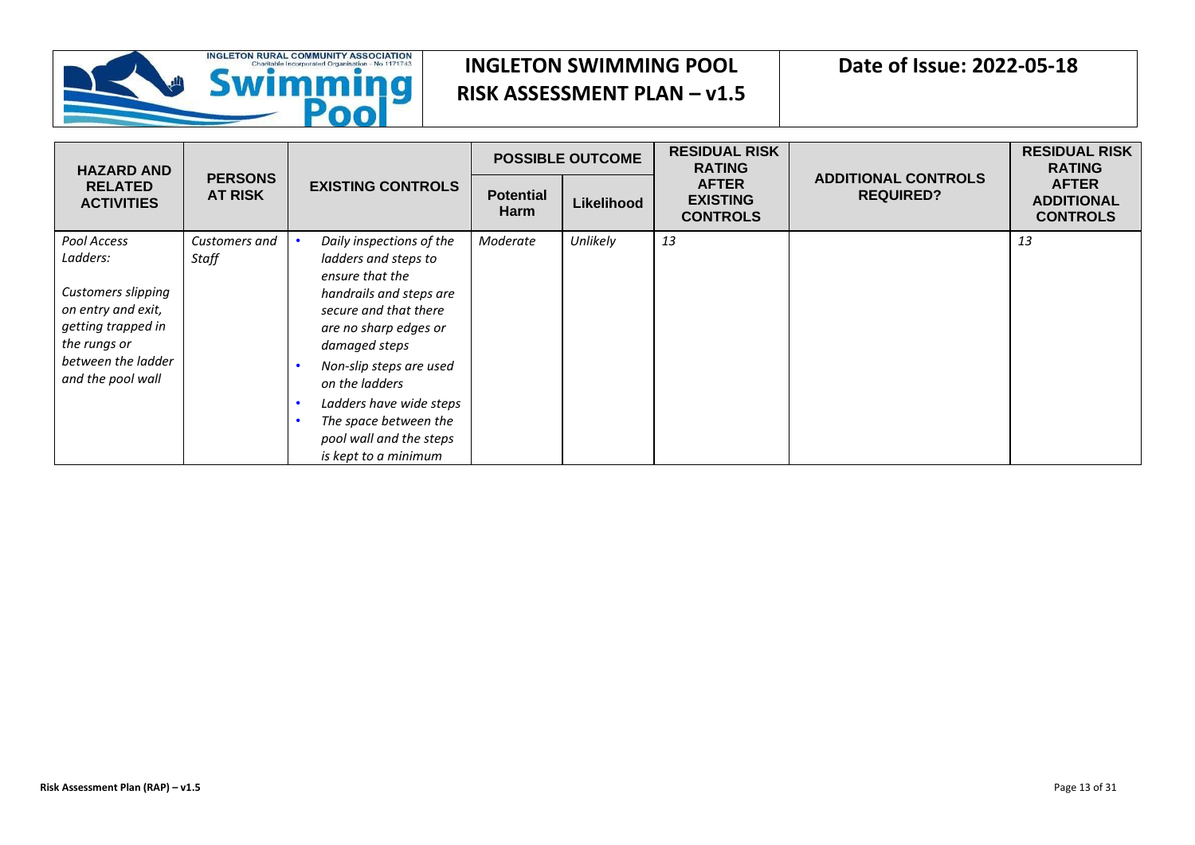| HAZARD AND RELATED ACTIVITIES | PERSONS AT RISK | EXISTING CONTROLS | POSSIBLE OUTCOME | | RESIDUAL RISK RATING AFTER EXISTING CONTROLS | ADDITIONAL CONTROLS REQUIRED? | RESIDUAL RISK RATING AFTER ADDITIONAL CONTROLS |
|---|---|---|---|---|---|---|---|
| | | | Potential Harm | Likelihood | | | |
| *Pool Access Ladders:*<br><br>*Customers slipping on entry and exit, getting trapped in the rungs or between the ladder and the pool wall* | *Customers and Staff* | • *Daily inspections of the ladders and steps to ensure that the handrails and steps are secure and that there are no sharp edges or damaged steps*<br>• *Non-slip steps are used on the ladders*<br>• *Ladders have wide steps*<br>• *The space between the pool wall and the steps is kept to a minimum* | *Moderate* | *Unlikely* | *13* | | *13* |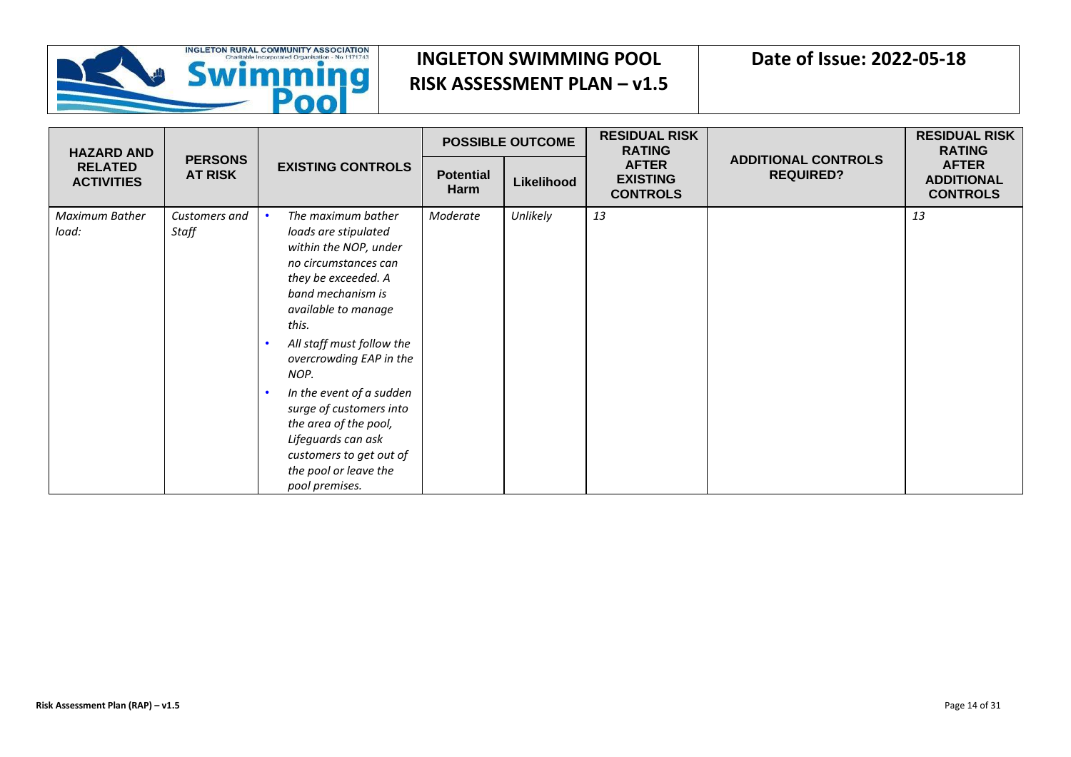| HAZARD AND RELATED ACTIVITIES | PERSONS AT RISK | EXISTING CONTROLS | POSSIBLE OUTCOME | | RESIDUAL RISK RATING AFTER EXISTING CONTROLS | ADDITIONAL CONTROLS REQUIRED? | RESIDUAL RISK RATING AFTER ADDITIONAL CONTROLS |
|---|---|---|---|---|---|---|---|
| | | | Potential Harm | Likelihood | | | |
| *Maximum Bather load:* | *Customers and Staff* | • *The maximum bather loads are stipulated within the NOP, under no circumstances can they be exceeded. A band mechanism is available to manage this.*<br>• *All staff must follow the overcrowding EAP in the NOP.*<br>• *In the event of a sudden surge of customers into the area of the pool, Lifeguards can ask customers to get out of the pool or leave the pool premises.* | *Moderate* | *Unlikely* | *13* | | *13* |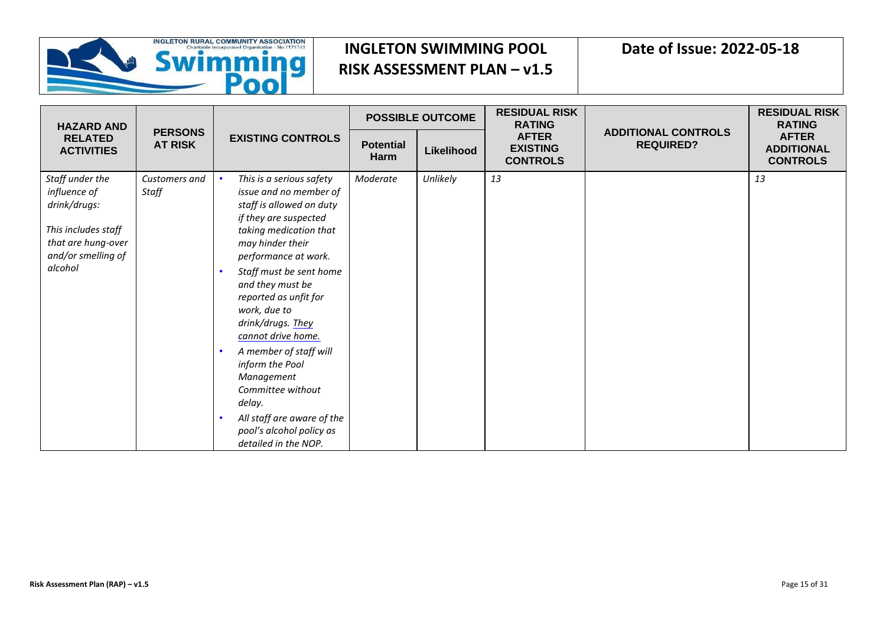| HAZARD AND RELATED ACTIVITIES | PERSONS AT RISK | EXISTING CONTROLS | POSSIBLE OUTCOME | | RESIDUAL RISK RATING AFTER EXISTING CONTROLS | ADDITIONAL CONTROLS REQUIRED? | RESIDUAL RISK RATING AFTER ADDITIONAL CONTROLS |
|---|---|---|---|---|---|---|---|
| | | | Potential Harm | Likelihood | | | |
| *Staff under the influence of drink/drugs:*<br><br>*This includes staff that are hung-over and/or smelling of alcohol* | *Customers and Staff* | • *This is a serious safety issue and no member of staff is allowed on duty if they are suspected taking medication that may hinder their performance at work.*<br>• *Staff must be sent home and they must be reported as unfit for work, due to drink/drugs. They cannot drive home.*<br>• *A member of staff will inform the Pool Management Committee without delay.*<br>• *All staff are aware of the pool's alcohol policy as detailed in the NOP.* | *Moderate* | *Unlikely* | *13* | | *13* |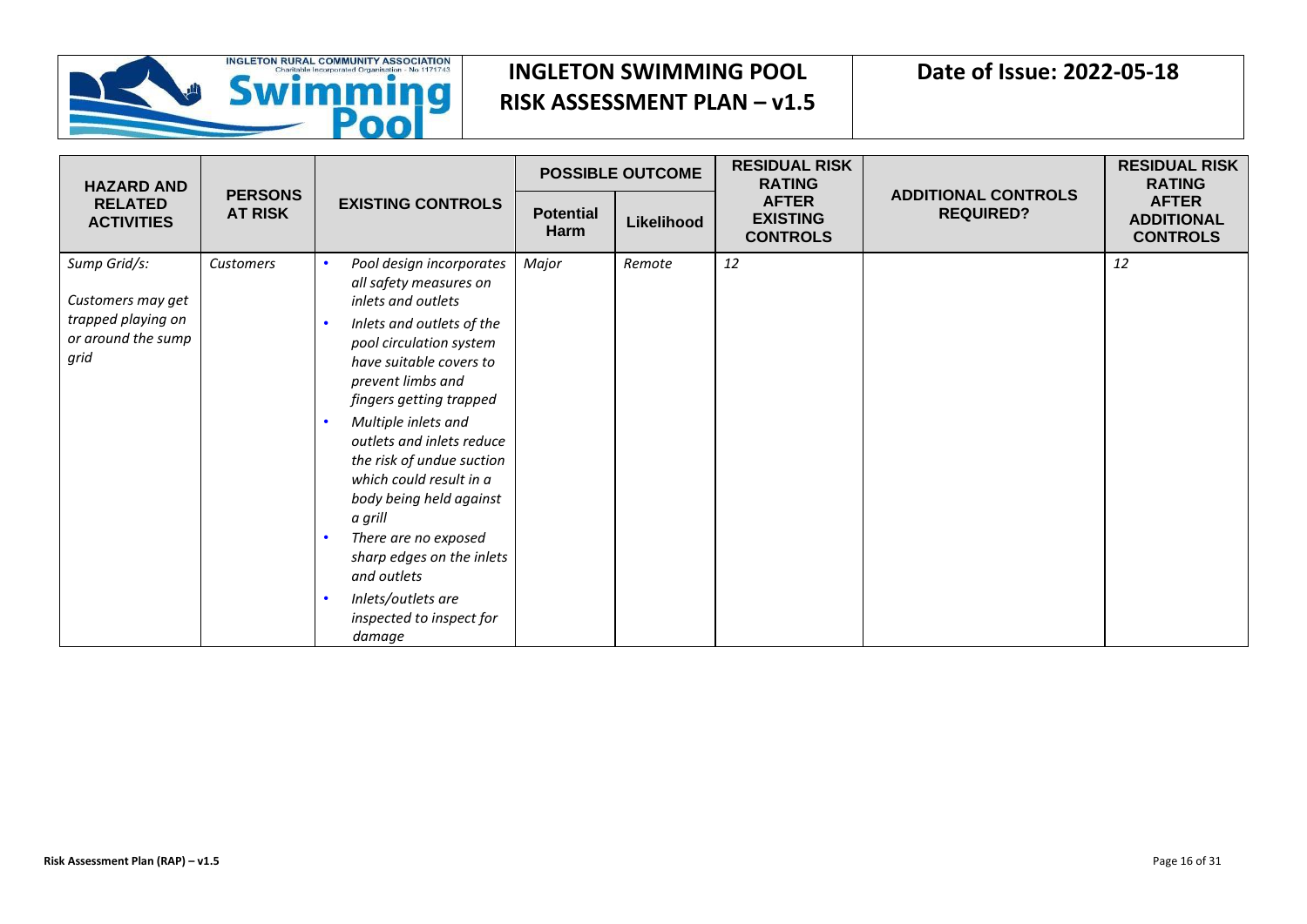| HAZARD AND RELATED ACTIVITIES | PERSONS AT RISK | EXISTING CONTROLS | POSSIBLE OUTCOME | | RESIDUAL RISK RATING AFTER EXISTING CONTROLS | ADDITIONAL CONTROLS REQUIRED? | RESIDUAL RISK RATING AFTER ADDITIONAL CONTROLS |
|---|---|---|---|---|---|---|---|
| | | | Potential Harm | Likelihood | | | |
| *Sump Grid/s:*<br><br>*Customers may get trapped playing on or around the sump grid* | *Customers* | • *Pool design incorporates all safety measures on inlets and outlets*<br>• *Inlets and outlets of the pool circulation system have suitable covers to prevent limbs and fingers getting trapped*<br>• *Multiple inlets and outlets and inlets reduce the risk of undue suction which could result in a body being held against a grill*<br>• *There are no exposed sharp edges on the inlets and outlets*<br>• *Inlets/outlets are inspected to inspect for damage* | *Major* | *Remote* | *12* | | *12* |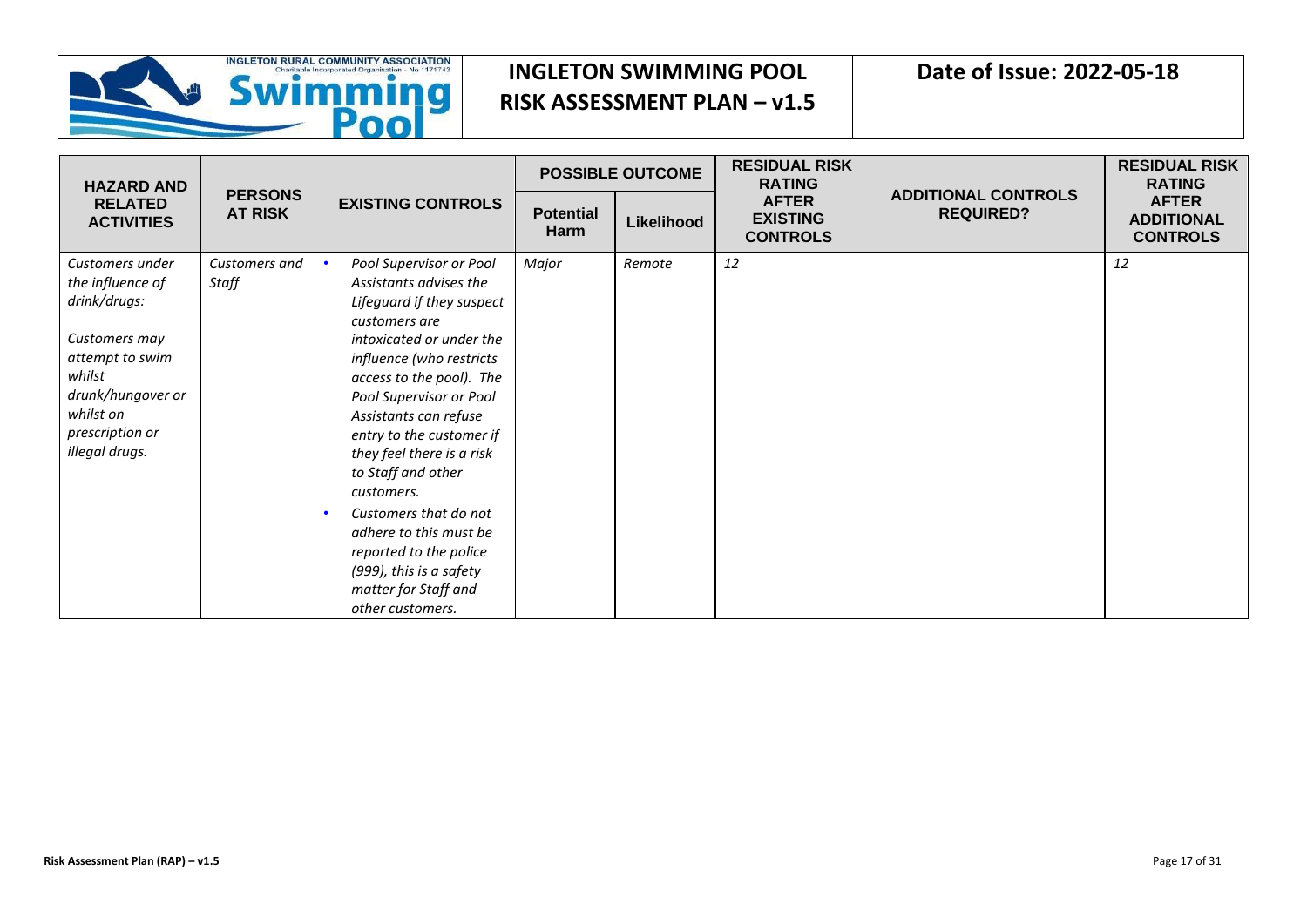| HAZARD AND RELATED ACTIVITIES | PERSONS AT RISK | EXISTING CONTROLS | POSSIBLE OUTCOME | | RESIDUAL RISK RATING AFTER EXISTING CONTROLS | ADDITIONAL CONTROLS REQUIRED? | RESIDUAL RISK RATING AFTER ADDITIONAL CONTROLS |
|---|---|---|---|---|---|---|---|
| | | | Potential Harm | Likelihood | | | |
| *Customers under the influence of drink/drugs:*<br><br>*Customers may attempt to swim whilst drunk/hungover or whilst on prescription or illegal drugs.* | *Customers and Staff* | • *Pool Supervisor or Pool Assistants advises the Lifeguard if they suspect customers are intoxicated or under the influence (who restricts access to the pool). The Pool Supervisor or Pool Assistants can refuse entry to the customer if they feel there is a risk to Staff and other customers.*<br>• *Customers that do not adhere to this must be reported to the police (999), this is a safety matter for Staff and other customers.* | *Major* | *Remote* | *12* | | *12* |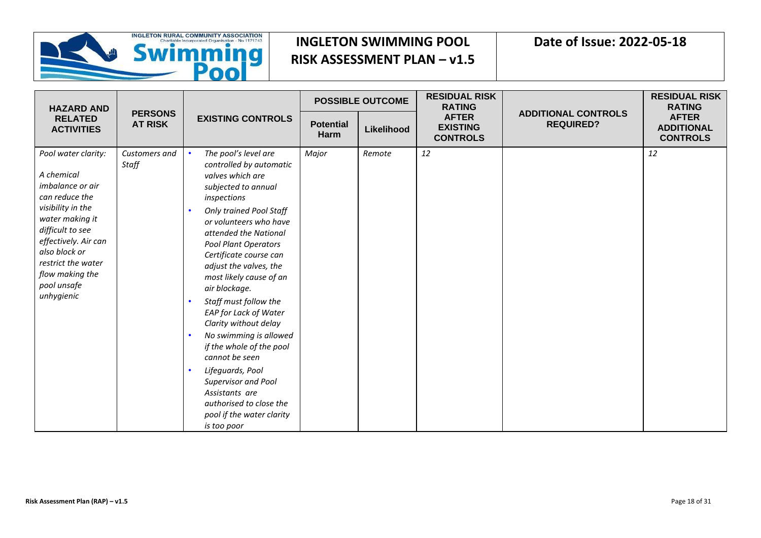| HAZARD AND RELATED ACTIVITIES | PERSONS AT RISK | EXISTING CONTROLS | POSSIBLE OUTCOME | | RESIDUAL RISK RATING AFTER EXISTING CONTROLS | ADDITIONAL CONTROLS REQUIRED? | RESIDUAL RISK RATING AFTER ADDITIONAL CONTROLS |
|---|---|---|---|---|---|---|---|
| | | | Potential Harm | Likelihood | | | |
| *Pool water clarity:*<br><br>*A chemical imbalance or air can reduce the visibility in the water making it difficult to see effectively. Air can also block or restrict the water flow making the pool unsafe unhygienic* | *Customers and Staff* | • *The pool's level are controlled by automatic valves which are subjected to annual inspections*<br>• *Only trained Pool Staff or volunteers who have attended the National Pool Plant Operators Certificate course can adjust the valves, the most likely cause of an air blockage.*<br>• *Staff must follow the EAP for Lack of Water Clarity without delay*<br>• *No swimming is allowed if the whole of the pool cannot be seen*<br>• *Lifeguards, Pool Supervisor and Pool Assistants are authorised to close the pool if the water clarity is too poor* | *Major* | *Remote* | *12* | | *12* |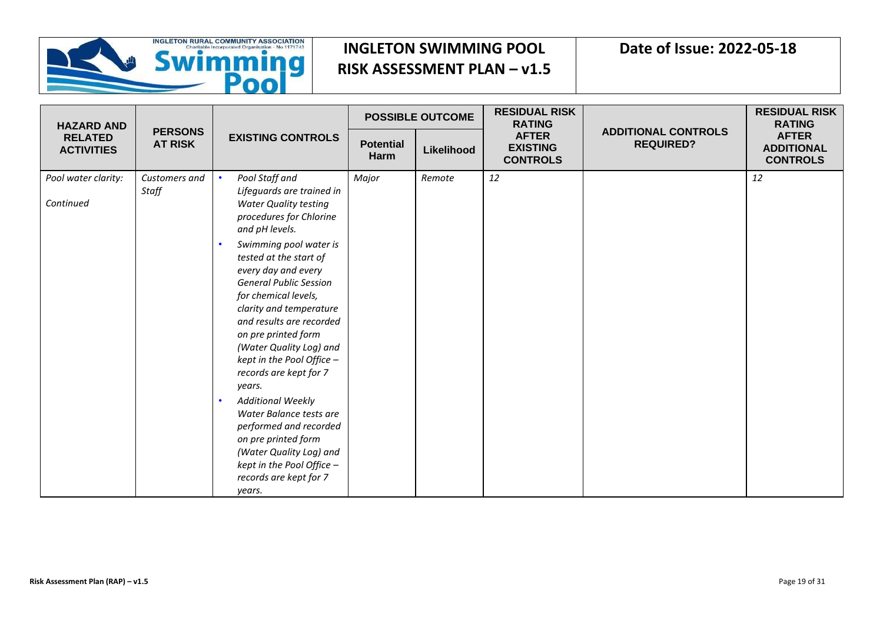| HAZARD AND RELATED ACTIVITIES | PERSONS AT RISK | EXISTING CONTROLS | POSSIBLE OUTCOME | | RESIDUAL RISK RATING AFTER EXISTING CONTROLS | ADDITIONAL CONTROLS REQUIRED? | RESIDUAL RISK RATING AFTER ADDITIONAL CONTROLS |
|---|---|---|---|---|---|---|---|
| | | | Potential Harm | Likelihood | | | |
| *Pool water clarity:*<br><br>*Continued* | *Customers and Staff* | • *Pool Staff and Lifeguards are trained in Water Quality testing procedures for Chlorine and pH levels.*<br>• *Swimming pool water is tested at the start of every day and every General Public Session for chemical levels, clarity and temperature and results are recorded on pre printed form (Water Quality Log) and kept in the Pool Office – records are kept for 7 years.*<br>• *Additional Weekly Water Balance tests are performed and recorded on pre printed form (Water Quality Log) and kept in the Pool Office – records are kept for 7 years.* | *Major* | *Remote* | *12* | | *12* |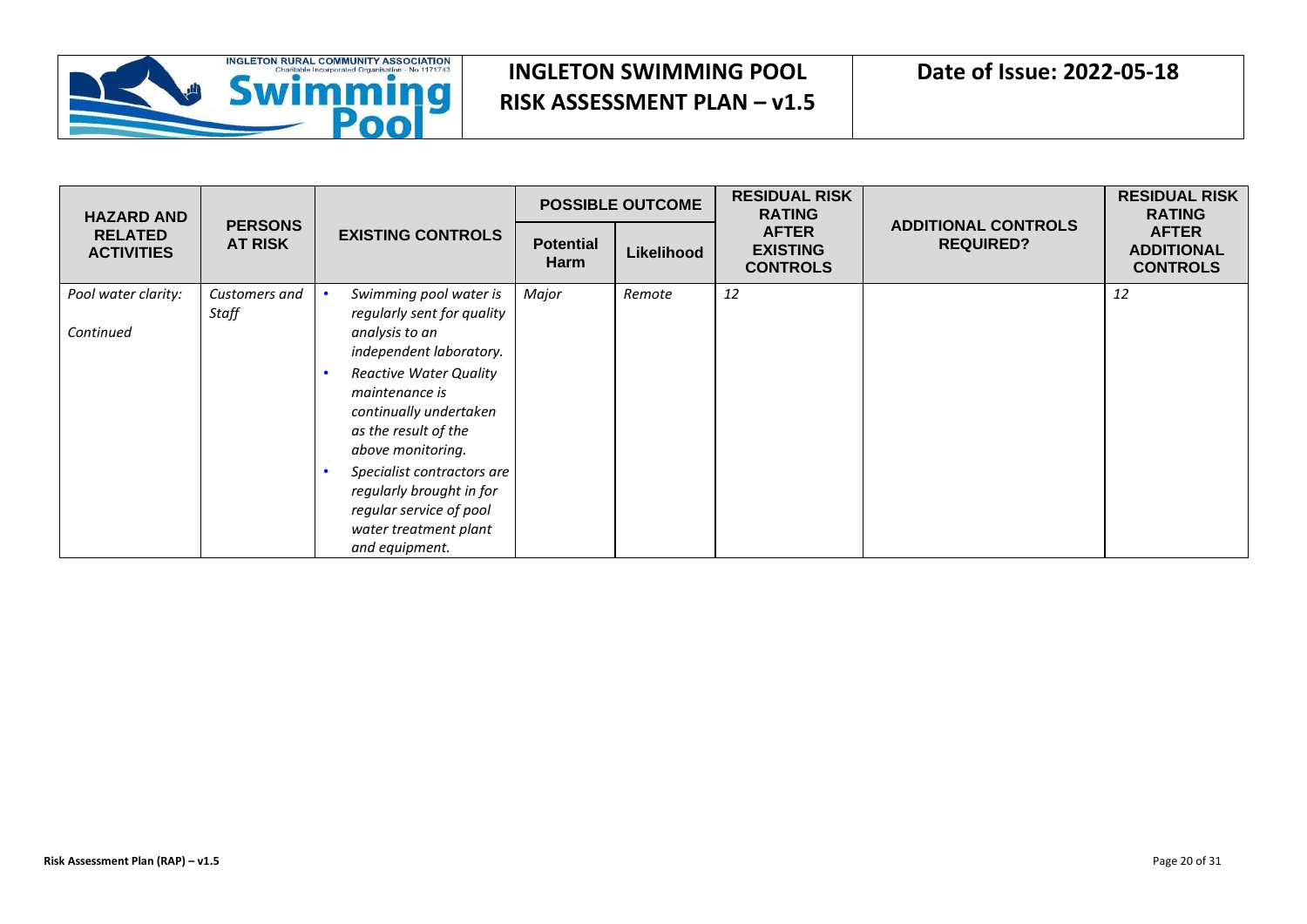# INGLETON SWIMMING POOL
## RISK ASSESSMENT PLAN – v1.5

**Date of Issue: 2022-05-18**

| HAZARD AND RELATED ACTIVITIES | PERSONS AT RISK | EXISTING CONTROLS | POSSIBLE OUTCOME | | RESIDUAL RISK RATING AFTER EXISTING CONTROLS | ADDITIONAL CONTROLS REQUIRED? | RESIDUAL RISK RATING AFTER ADDITIONAL CONTROLS |
|---|---|---|---|---|---|---|---|
| | | | Potential Harm | Likelihood | | | |
| *Pool water clarity:*<br><br>*Continued* | *Customers and Staff* | • *Swimming pool water is regularly sent for quality analysis to an independent laboratory.*<br>• *Reactive Water Quality maintenance is continually undertaken as the result of the above monitoring.*<br>• *Specialist contractors are regularly brought in for regular service of pool water treatment plant and equipment.* | *Major* | *Remote* | *12* | | *12* |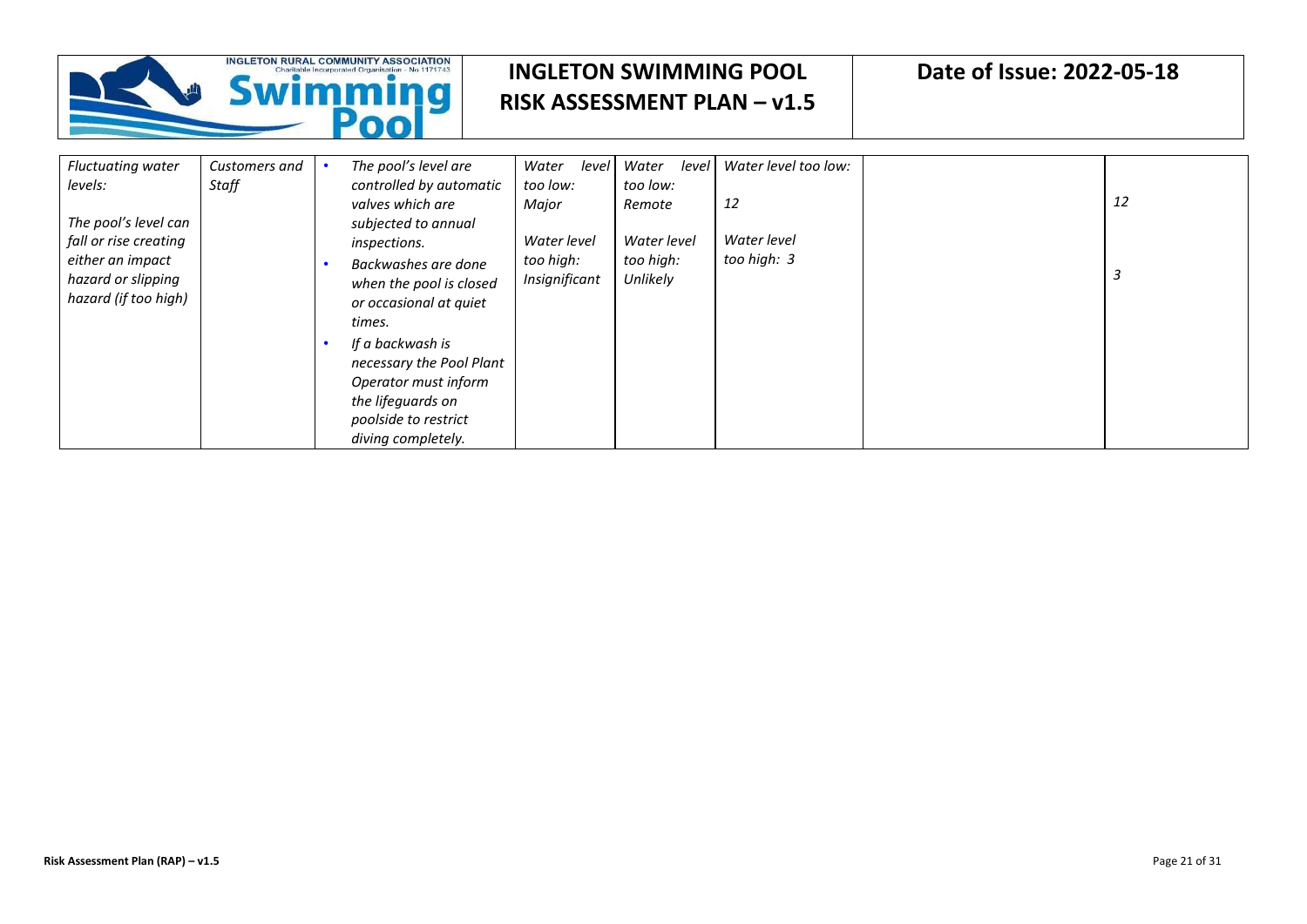| *Fluctuating water levels:*<br><br>*The pool's level can fall or rise creating either an impact hazard or slipping hazard (if too high)* | *Customers and Staff* | • *The pool's level are controlled by automatic valves which are subjected to annual inspections.*<br>• *Backwashes are done when the pool is closed or occasional at quiet times.*<br>• *If a backwash is necessary the Pool Plant Operator must inform the lifeguards on poolside to restrict diving completely.* | *Water level too low: Major*<br><br>*Water level too high: Insignificant* | *Water level too low: Remote*<br><br>*Water level too high: Unlikely* | *Water level too low:*<br><br>*12*<br><br>*Water level too high: 3* | | *12*<br><br>*3* |
|---|---|---|---|---|---|---|---|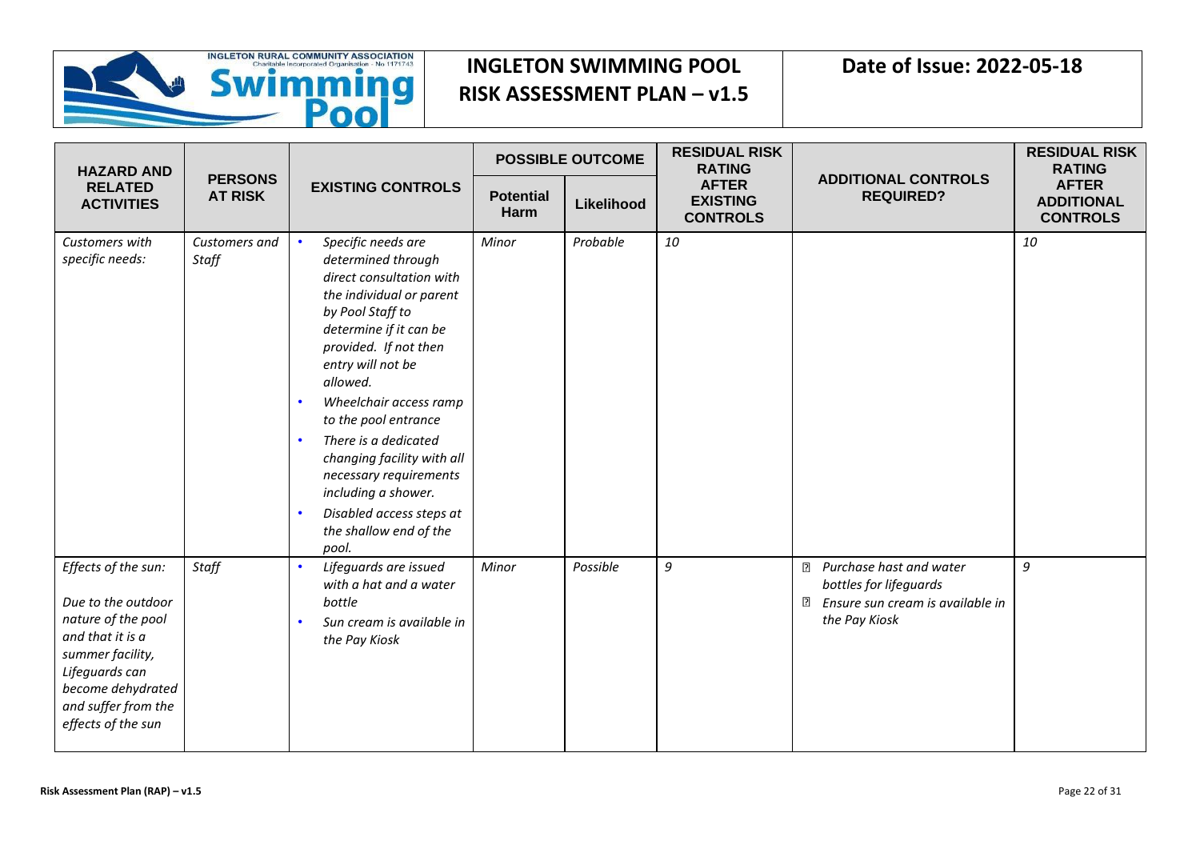| HAZARD AND RELATED ACTIVITIES | PERSONS AT RISK | EXISTING CONTROLS | POSSIBLE OUTCOME | | RESIDUAL RISK RATING AFTER EXISTING CONTROLS | ADDITIONAL CONTROLS REQUIRED? | RESIDUAL RISK RATING AFTER ADDITIONAL CONTROLS |
|---|---|---|---|---|---|---|---|
| | | | Potential Harm | Likelihood | | | |
| *Customers with specific needs:* | *Customers and Staff* | • *Specific needs are determined through direct consultation with the individual or parent by Pool Staff to determine if it can be provided. If not then entry will not be allowed.*<br>• *Wheelchair access ramp to the pool entrance*<br>• *There is a dedicated changing facility with all necessary requirements including a shower.*<br>• *Disabled access steps at the shallow end of the pool.* | *Minor* | *Probable* | *10* | | *10* |
| *Effects of the sun:*<br><br>*Due to the outdoor nature of the pool and that it is a summer facility, Lifeguards can become dehydrated and suffer from the effects of the sun* | *Staff* | • *Lifeguards are issued with a hat and a water bottle*<br>• *Sun cream is available in the Pay Kiosk* | *Minor* | *Possible* | *9* | • *Purchase hast and water bottles for lifeguards*<br>• *Ensure sun cream is available in the Pay Kiosk* | *9* |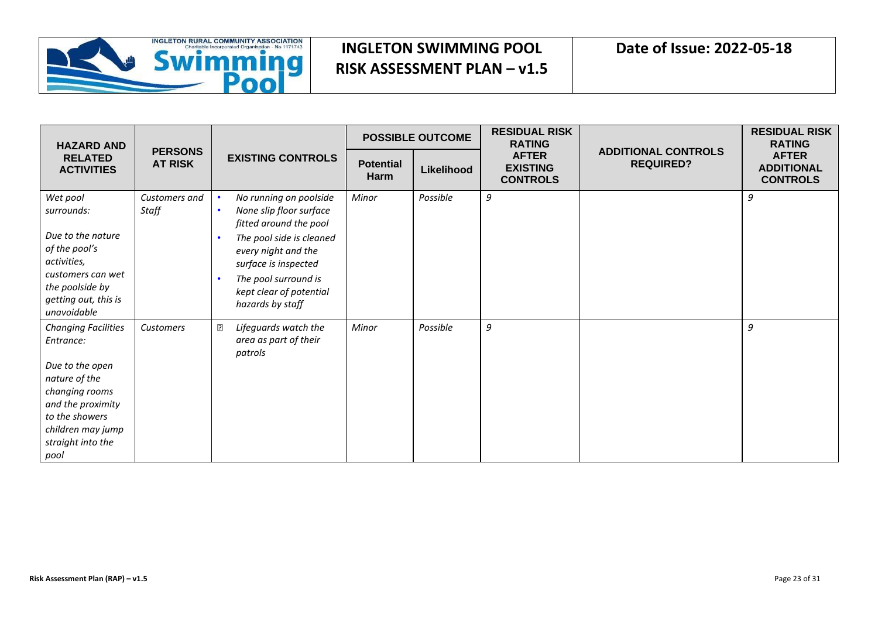| HAZARD AND RELATED ACTIVITIES | PERSONS AT RISK | EXISTING CONTROLS | POSSIBLE OUTCOME | | RESIDUAL RISK RATING AFTER EXISTING CONTROLS | ADDITIONAL CONTROLS REQUIRED? | RESIDUAL RISK RATING AFTER ADDITIONAL CONTROLS |
|---|---|---|---|---|---|---|---|
| | | | Potential Harm | Likelihood | | | |
| *Wet pool surrounds:*<br><br>*Due to the nature of the pool's activities, customers can wet the poolside by getting out, this is unavoidable* | *Customers and Staff* | • *No running on poolside*<br>• *None slip floor surface fitted around the pool*<br>• *The pool side is cleaned every night and the surface is inspected*<br>• *The pool surround is kept clear of potential hazards by staff* | *Minor* | *Possible* | *9* | | *9* |
| *Changing Facilities Entrance:*<br><br>*Due to the open nature of the changing rooms and the proximity to the showers children may jump straight into the pool* | *Customers* | • *Lifeguards watch the area as part of their patrols* | *Minor* | *Possible* | *9* | | *9* |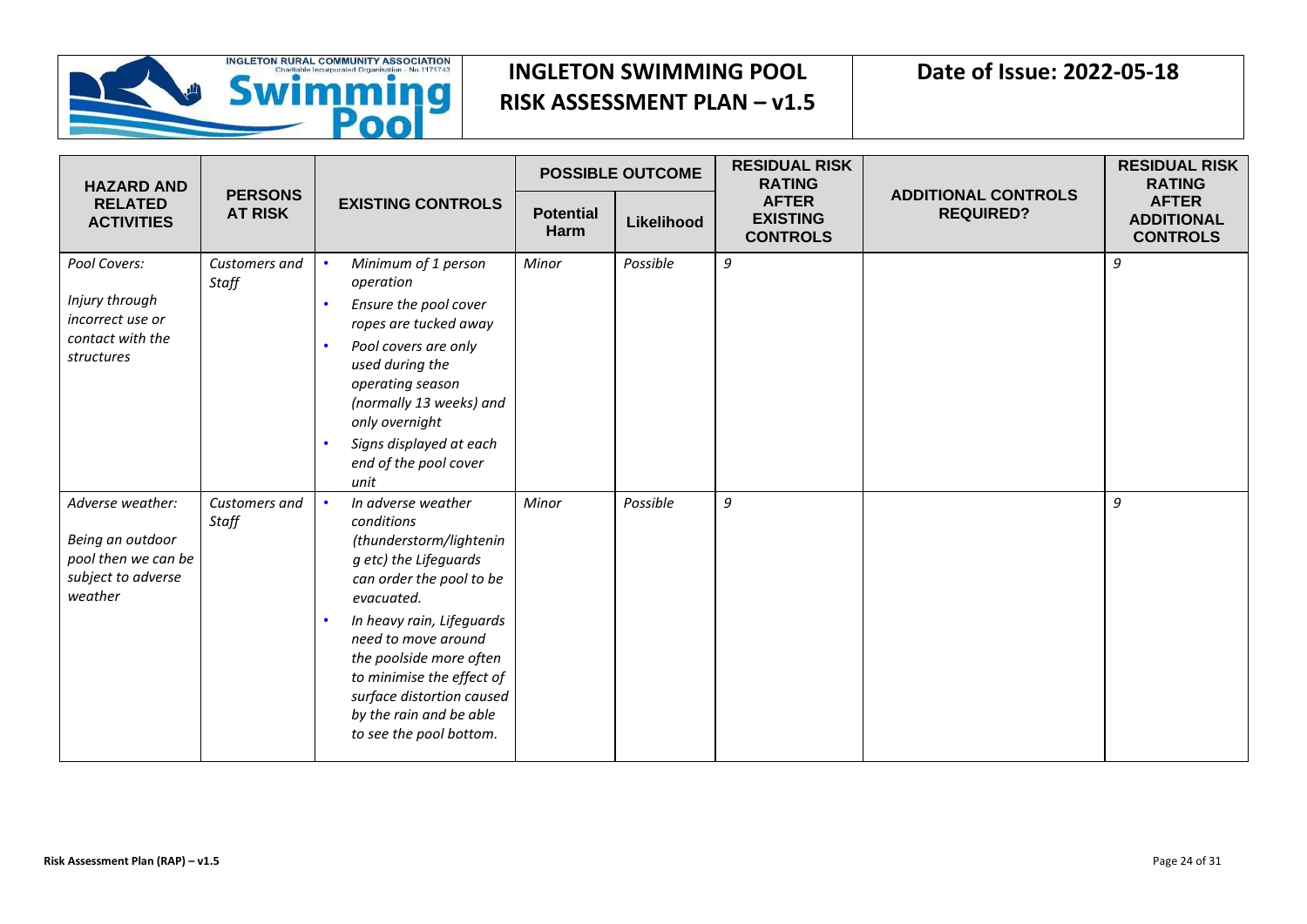| HAZARD AND RELATED ACTIVITIES | PERSONS AT RISK | EXISTING CONTROLS | POSSIBLE OUTCOME | | RESIDUAL RISK RATING AFTER EXISTING CONTROLS | ADDITIONAL CONTROLS REQUIRED? | RESIDUAL RISK RATING AFTER ADDITIONAL CONTROLS |
|---|---|---|---|---|---|---|---|
| | | | Potential Harm | Likelihood | | | |
| *Pool Covers:*<br><br>*Injury through incorrect use or contact with the structures* | *Customers and Staff* | • *Minimum of 1 person operation*<br>• *Ensure the pool cover ropes are tucked away*<br>• *Pool covers are only used during the operating season (normally 13 weeks) and only overnight*<br>• *Signs displayed at each end of the pool cover unit* | *Minor* | *Possible* | *9* | | *9* |
| *Adverse weather:*<br><br>*Being an outdoor pool then we can be subject to adverse weather* | *Customers and Staff* | • *In adverse weather conditions (thunderstorm/lightening etc) the Lifeguards can order the pool to be evacuated.*<br>• *In heavy rain, Lifeguards need to move around the poolside more often to minimise the effect of surface distortion caused by the rain and be able to see the pool bottom.* | *Minor* | *Possible* | *9* | | *9* |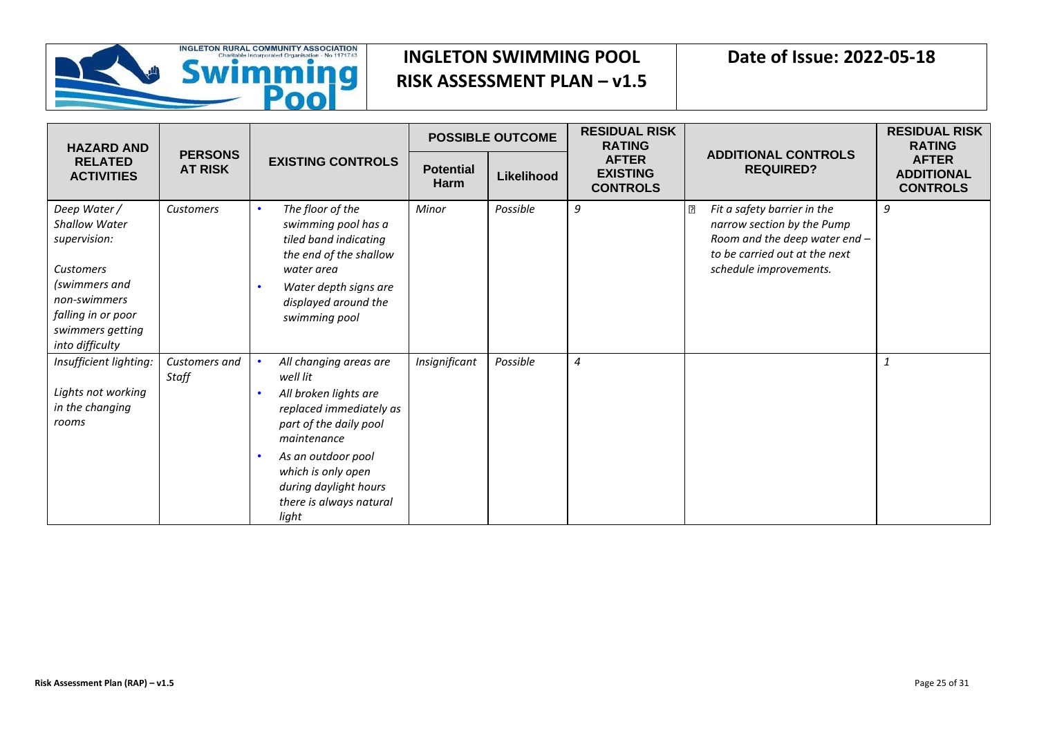| HAZARD AND RELATED ACTIVITIES | PERSONS AT RISK | EXISTING CONTROLS | POSSIBLE OUTCOME | | RESIDUAL RISK RATING AFTER EXISTING CONTROLS | ADDITIONAL CONTROLS REQUIRED? | RESIDUAL RISK RATING AFTER ADDITIONAL CONTROLS |
|---|---|---|---|---|---|---|---|
| | | | Potential Harm | Likelihood | | | |
| *Deep Water / Shallow Water supervision:*<br><br>*Customers (swimmers and non-swimmers falling in or poor swimmers getting into difficulty* | *Customers* | • *The floor of the swimming pool has a tiled band indicating the end of the shallow water area*<br>• *Water depth signs are displayed around the swimming pool* | *Minor* | *Possible* | *9* | • *Fit a safety barrier in the narrow section by the Pump Room and the deep water end – to be carried out at the next schedule improvements.* | *9* |
| *Insufficient lighting:*<br><br>*Lights not working in the changing rooms* | *Customers and Staff* | • *All changing areas are well lit*<br>• *All broken lights are replaced immediately as part of the daily pool maintenance*<br>• *As an outdoor pool which is only open during daylight hours there is always natural light* | *Insignificant* | *Possible* | *4* | | *1* |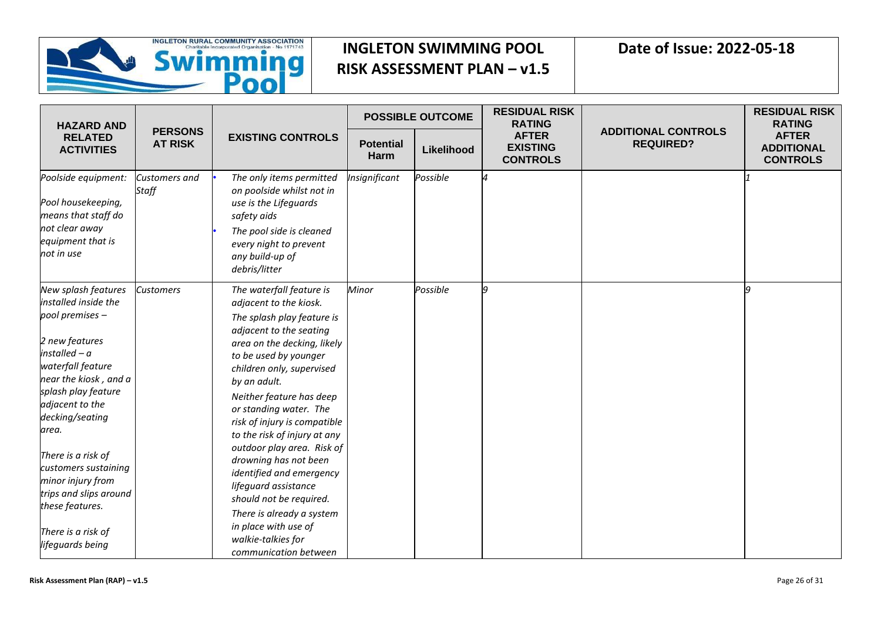| HAZARD AND RELATED ACTIVITIES | PERSONS AT RISK | EXISTING CONTROLS | POSSIBLE OUTCOME | | RESIDUAL RISK RATING AFTER EXISTING CONTROLS | ADDITIONAL CONTROLS REQUIRED? | RESIDUAL RISK RATING AFTER ADDITIONAL CONTROLS |
|---|---|---|---|---|---|---|---|
| | | | Potential Harm | Likelihood | | | |
| *Poolside equipment:*<br><br>*Pool housekeeping, means that staff do not clear away equipment that is not in use* | *Customers and Staff* | • *The only items permitted on poolside whilst not in use is the Lifeguards safety aids*<br>• *The pool side is cleaned every night to prevent any build-up of debris/litter* | *Insignificant* | *Possible* | *4* | | *1* |
| *New splash features installed inside the pool premises –*<br><br>*2 new features installed – a waterfall feature near the kiosk , and a splash play feature adjacent to the decking/seating area.*<br><br>*There is a risk of customers sustaining minor injury from trips and slips around these features.*<br><br>*There is a risk of lifeguards being* | *Customers* | *The waterfall feature is adjacent to the kiosk.*<br>*The splash play feature is adjacent to the seating area on the decking, likely to be used by younger children only, supervised by an adult.*<br>*Neither feature has deep or standing water. The risk of injury is compatible to the risk of injury at any outdoor play area. Risk of drowning has not been identified and emergency lifeguard assistance should not be required.*<br>*There is already a system in place with use of walkie-talkies for communication between* | *Minor* | *Possible* | *9* | | *9* |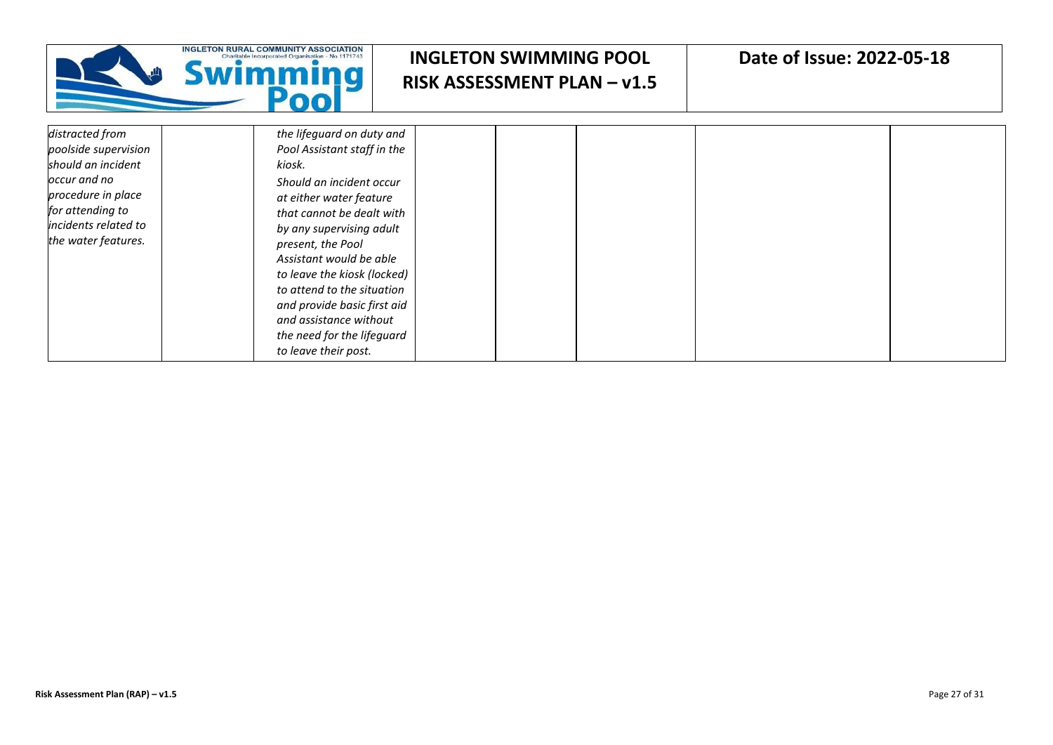| | | | | | | | |
|---|---|---|---|---|---|---|---|
| *distracted from poolside supervision should an incident occur and no procedure in place for attending to incidents related to the water features.* | | *the lifeguard on duty and Pool Assistant staff in the kiosk.* *Should an incident occur at either water feature that cannot be dealt with by any supervising adult present, the Pool Assistant would be able to leave the kiosk (locked) to attend to the situation and provide basic first aid and assistance without the need for the lifeguard to leave their post.* | | | | | |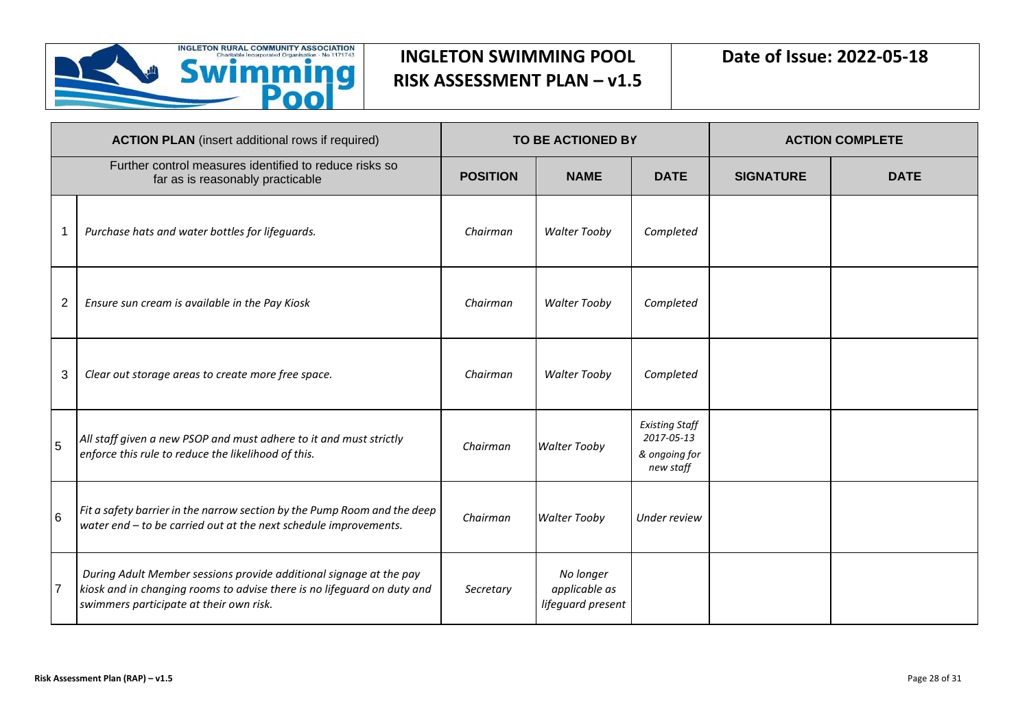# INGLETON SWIMMING POOL RISK ASSESSMENT PLAN – v1.5

**Date of Issue: 2022-05-18**

| **ACTION PLAN** (insert additional rows if required) | | **TO BE ACTIONED BY** | | | **ACTION COMPLETE** | |
|---|---|---|---|---|---|---|
| Further control measures identified to reduce risks so far as is reasonably practicable | | **POSITION** | **NAME** | **DATE** | **SIGNATURE** | **DATE** |
| 1 | *Purchase hats and water bottles for lifeguards.* | *Chairman* | *Walter Tooby* | *Completed* | | |
| 2 | *Ensure sun cream is available in the Pay Kiosk* | *Chairman* | *Walter Tooby* | *Completed* | | |
| 3 | *Clear out storage areas to create more free space.* | *Chairman* | *Walter Tooby* | *Completed* | | |
| 5 | *All staff given a new PSOP and must adhere to it and must strictly enforce this rule to reduce the likelihood of this.* | *Chairman* | *Walter Tooby* | *Existing Staff 2017-05-13 & ongoing for new staff* | | |
| 6 | *Fit a safety barrier in the narrow section by the Pump Room and the deep water end – to be carried out at the next schedule improvements.* | *Chairman* | *Walter Tooby* | *Under review* | | |
| 7 | *During Adult Member sessions provide additional signage at the pay kiosk and in changing rooms to advise there is no lifeguard on duty and swimmers participate at their own risk.* | *Secretary* | *No longer applicable as lifeguard present* | | | |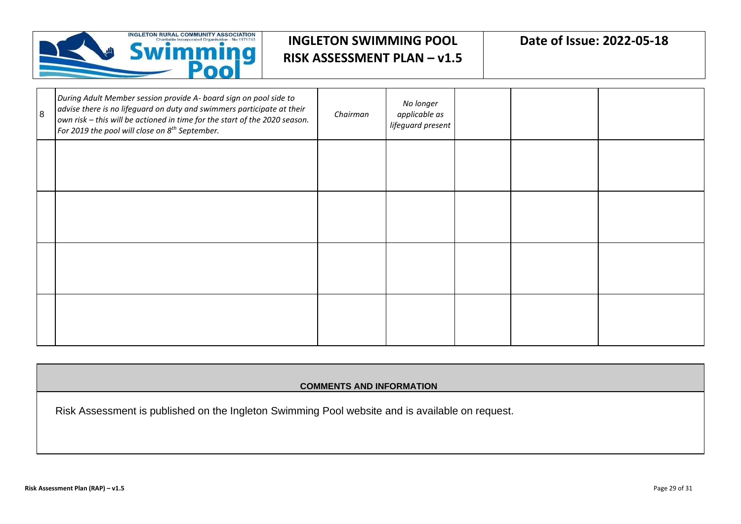| | | | | | | |
|---|---|---|---|---|---|---|
| 8 | *During Adult Member session provide A- board sign on pool side to advise there is no lifeguard on duty and swimmers participate at their own risk – this will be actioned in time for the start of the 2020 season. For 2019 the pool will close on 8th September.* | *Chairman* | *No longer applicable as lifeguard present* | | | |
| | | | | | | |
| | | | | | | |
| | | | | | | |
| | | | | | | |

| **COMMENTS AND INFORMATION** |
|---|
| Risk Assessment is published on the Ingleton Swimming Pool website and is available on request. |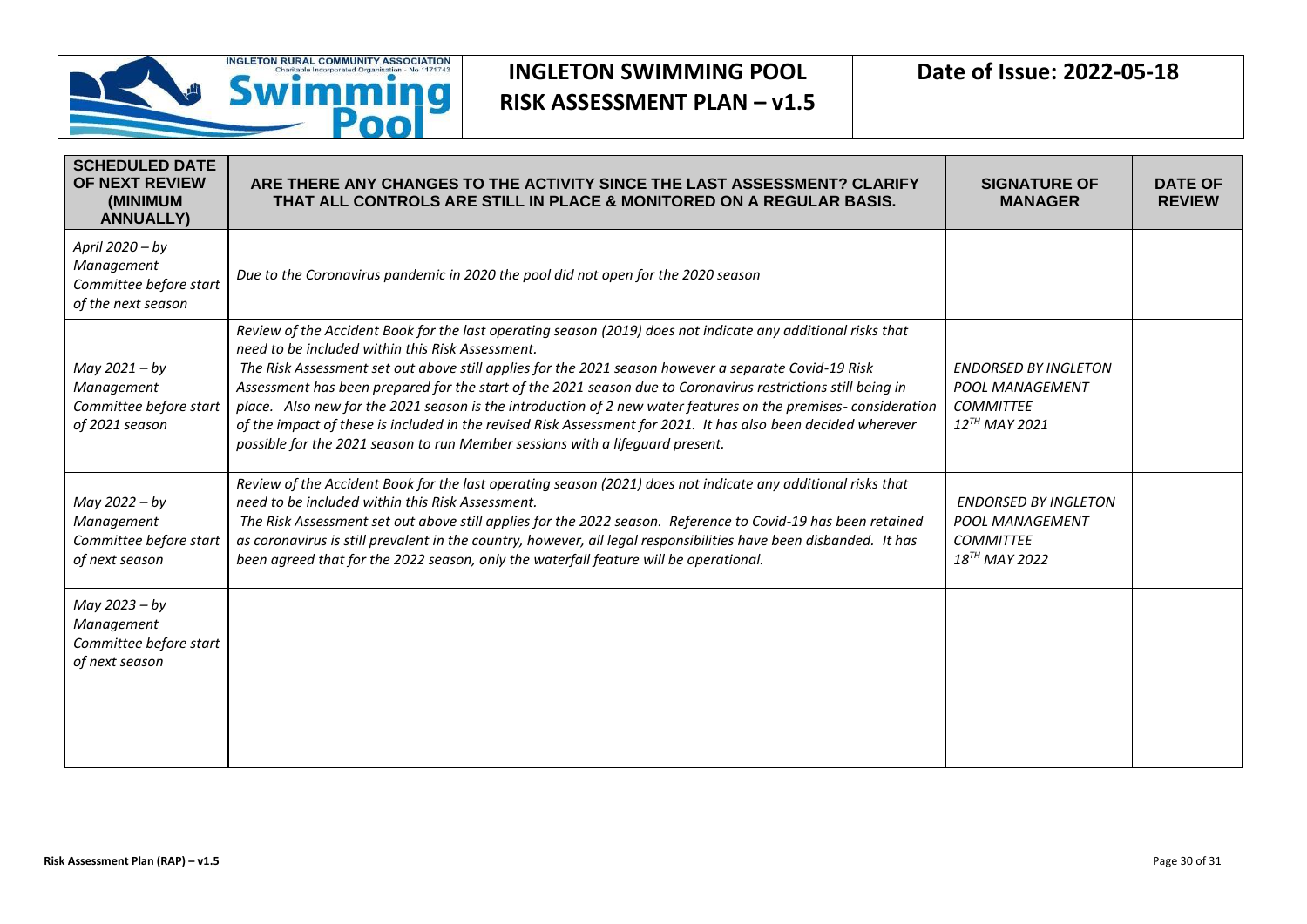| SCHEDULED DATE OF NEXT REVIEW (MINIMUM ANNUALLY) | ARE THERE ANY CHANGES TO THE ACTIVITY SINCE THE LAST ASSESSMENT? CLARIFY THAT ALL CONTROLS ARE STILL IN PLACE & MONITORED ON A REGULAR BASIS. | SIGNATURE OF MANAGER | DATE OF REVIEW |
|---|---|---|---|
| *April 2020 – by Management Committee before start of the next season* | *Due to the Coronavirus pandemic in 2020 the pool did not open for the 2020 season* | | |
| *May 2021 – by Management Committee before start of 2021 season* | *Review of the Accident Book for the last operating season (2019) does not indicate any additional risks that need to be included within this Risk Assessment. The Risk Assessment set out above still applies for the 2021 season however a separate Covid-19 Risk Assessment has been prepared for the start of the 2021 season due to Coronavirus restrictions still being in place. Also new for the 2021 season is the introduction of 2 new water features on the premises- consideration of the impact of these is included in the revised Risk Assessment for 2021. It has also been decided wherever possible for the 2021 season to run Member sessions with a lifeguard present.* | *ENDORSED BY INGLETON POOL MANAGEMENT COMMITTEE 12TH MAY 2021* | |
| *May 2022 – by Management Committee before start of next season* | *Review of the Accident Book for the last operating season (2021) does not indicate any additional risks that need to be included within this Risk Assessment. The Risk Assessment set out above still applies for the 2022 season. Reference to Covid-19 has been retained as coronavirus is still prevalent in the country, however, all legal responsibilities have been disbanded. It has been agreed that for the 2022 season, only the waterfall feature will be operational.* | *ENDORSED BY INGLETON POOL MANAGEMENT COMMITTEE 18TH MAY 2022* | |
| *May 2023 – by Management Committee before start of next season* | | | |
| | | | |